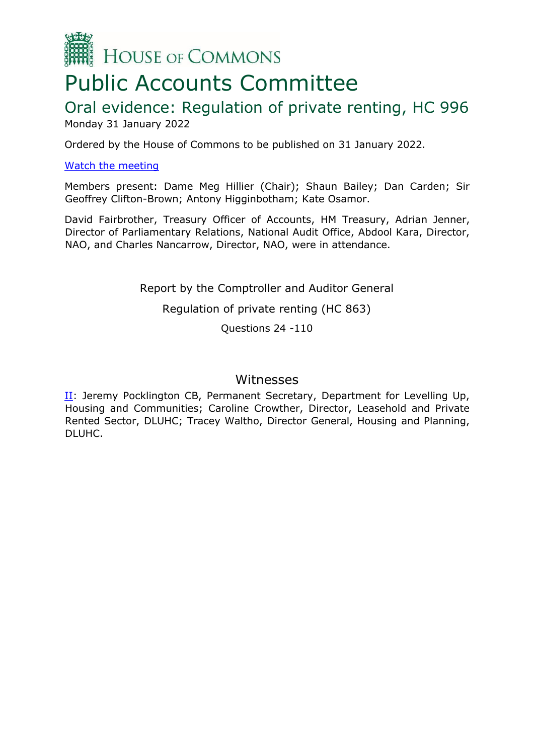# House of Commons

# Public Accounts Committee

## Oral evidence: Regulation of private renting, HC 996

Monday 31 January 2022

Ordered by the House of Commons to be published on 31 January 2022.

[Watch the meeting]()

Members present: Dame Meg Hillier (Chair); Shaun Bailey; Dan Carden; Sir Geoffrey Clifton-Brown; Antony Higginbotham; Kate Osamor.

David Fairbrother, Treasury Officer of Accounts, HM Treasury, Adrian Jenner, Director of Parliamentary Relations, National Audit Office, Abdool Kara, Director, NAO, and Charles Nancarrow, Director, NAO, were in attendance.

Report by the Comptroller and Auditor General

Regulation of private renting (HC 863)

Questions 24 -110

## Witnesses

[II](): Jeremy Pocklington CB, Permanent Secretary, Department for Levelling Up, Housing and Communities; Caroline Crowther, Director, Leasehold and Private Rented Sector, DLUHC; Tracey Waltho, Director General, Housing and Planning, DLUHC.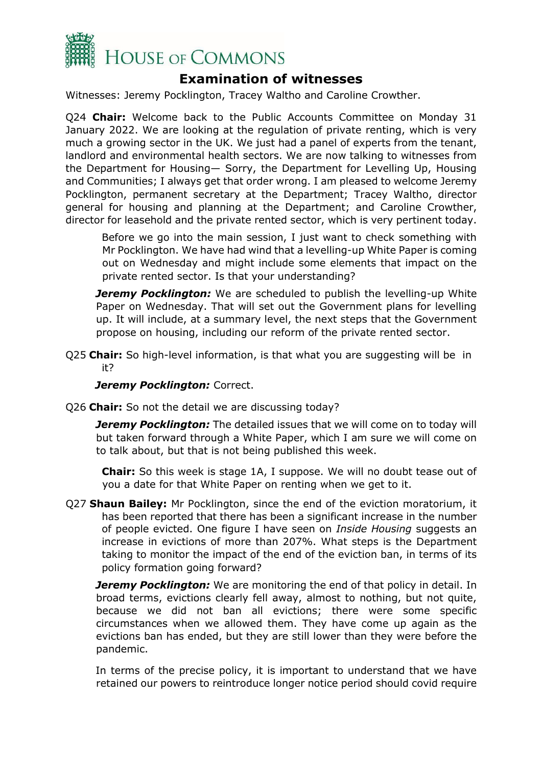# Examination of witnesses

Witnesses: Jeremy Pocklington, Tracey Waltho and Caroline Crowther.

Q24 **Chair:** Welcome back to the Public Accounts Committee on Monday 31 January 2022. We are looking at the regulation of private renting, which is very much a growing sector in the UK. We just had a panel of experts from the tenant, landlord and environmental health sectors. We are now talking to witnesses from the Department for Housing— Sorry, the Department for Levelling Up, Housing and Communities; I always get that order wrong. I am pleased to welcome Jeremy Pocklington, permanent secretary at the Department; Tracey Waltho, director general for housing and planning at the Department; and Caroline Crowther, director for leasehold and the private rented sector, which is very pertinent today.

Before we go into the main session, I just want to check something with Mr Pocklington. We have had wind that a levelling-up White Paper is coming out on Wednesday and might include some elements that impact on the private rented sector. Is that your understanding?

***Jeremy Pocklington:*** We are scheduled to publish the levelling-up White Paper on Wednesday. That will set out the Government plans for levelling up. It will include, at a summary level, the next steps that the Government propose on housing, including our reform of the private rented sector.

Q25 **Chair:** So high-level information, is that what you are suggesting will be in it?

***Jeremy Pocklington:*** Correct.

Q26 **Chair:** So not the detail we are discussing today?

***Jeremy Pocklington:*** The detailed issues that we will come on to today will but taken forward through a White Paper, which I am sure we will come on to talk about, but that is not being published this week.

**Chair:** So this week is stage 1A, I suppose. We will no doubt tease out of you a date for that White Paper on renting when we get to it.

Q27 **Shaun Bailey:** Mr Pocklington, since the end of the eviction moratorium, it has been reported that there has been a significant increase in the number of people evicted. One figure I have seen on *Inside Housing* suggests an increase in evictions of more than 207%. What steps is the Department taking to monitor the impact of the end of the eviction ban, in terms of its policy formation going forward?

***Jeremy Pocklington:*** We are monitoring the end of that policy in detail. In broad terms, evictions clearly fell away, almost to nothing, but not quite, because we did not ban all evictions; there were some specific circumstances when we allowed them. They have come up again as the evictions ban has ended, but they are still lower than they were before the pandemic.

In terms of the precise policy, it is important to understand that we have retained our powers to reintroduce longer notice period should covid require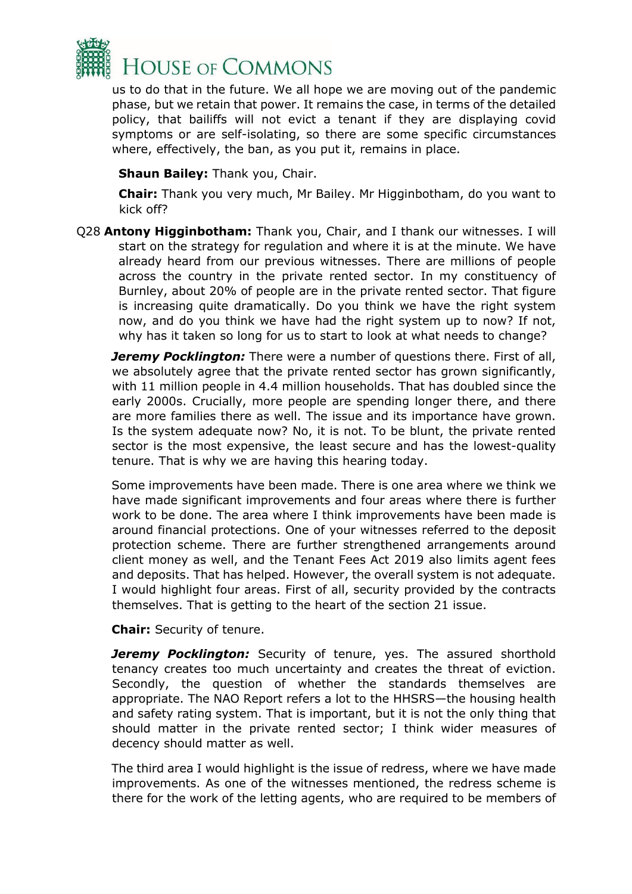us to do that in the future. We all hope we are moving out of the pandemic phase, but we retain that power. It remains the case, in terms of the detailed policy, that bailiffs will not evict a tenant if they are displaying covid symptoms or are self-isolating, so there are some specific circumstances where, effectively, the ban, as you put it, remains in place.

**Shaun Bailey:** Thank you, Chair.

**Chair:** Thank you very much, Mr Bailey. Mr Higginbotham, do you want to kick off?

Q28 **Antony Higginbotham:** Thank you, Chair, and I thank our witnesses. I will start on the strategy for regulation and where it is at the minute. We have already heard from our previous witnesses. There are millions of people across the country in the private rented sector. In my constituency of Burnley, about 20% of people are in the private rented sector. That figure is increasing quite dramatically. Do you think we have the right system now, and do you think we have had the right system up to now? If not, why has it taken so long for us to start to look at what needs to change?

***Jeremy Pocklington:*** There were a number of questions there. First of all, we absolutely agree that the private rented sector has grown significantly, with 11 million people in 4.4 million households. That has doubled since the early 2000s. Crucially, more people are spending longer there, and there are more families there as well. The issue and its importance have grown. Is the system adequate now? No, it is not. To be blunt, the private rented sector is the most expensive, the least secure and has the lowest-quality tenure. That is why we are having this hearing today.

Some improvements have been made. There is one area where we think we have made significant improvements and four areas where there is further work to be done. The area where I think improvements have been made is around financial protections. One of your witnesses referred to the deposit protection scheme. There are further strengthened arrangements around client money as well, and the Tenant Fees Act 2019 also limits agent fees and deposits. That has helped. However, the overall system is not adequate. I would highlight four areas. First of all, security provided by the contracts themselves. That is getting to the heart of the section 21 issue.

**Chair:** Security of tenure.

***Jeremy Pocklington:*** Security of tenure, yes. The assured shorthold tenancy creates too much uncertainty and creates the threat of eviction. Secondly, the question of whether the standards themselves are appropriate. The NAO Report refers a lot to the HHSRS—the housing health and safety rating system. That is important, but it is not the only thing that should matter in the private rented sector; I think wider measures of decency should matter as well.

The third area I would highlight is the issue of redress, where we have made improvements. As one of the witnesses mentioned, the redress scheme is there for the work of the letting agents, who are required to be members of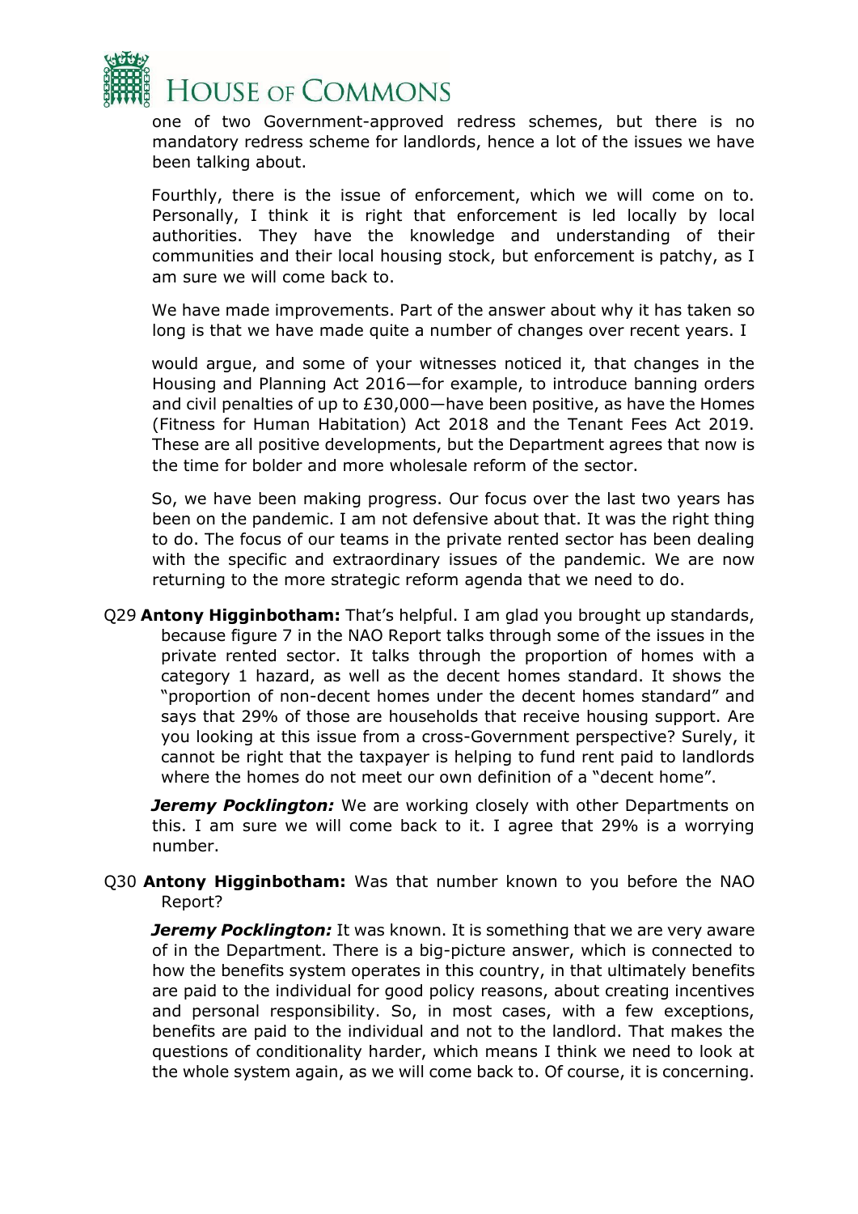one of two Government-approved redress schemes, but there is no mandatory redress scheme for landlords, hence a lot of the issues we have been talking about.

Fourthly, there is the issue of enforcement, which we will come on to. Personally, I think it is right that enforcement is led locally by local authorities. They have the knowledge and understanding of their communities and their local housing stock, but enforcement is patchy, as I am sure we will come back to.

We have made improvements. Part of the answer about why it has taken so long is that we have made quite a number of changes over recent years. I would argue, and some of your witnesses noticed it, that changes in the Housing and Planning Act 2016—for example, to introduce banning orders and civil penalties of up to £30,000—have been positive, as have the Homes (Fitness for Human Habitation) Act 2018 and the Tenant Fees Act 2019. These are all positive developments, but the Department agrees that now is the time for bolder and more wholesale reform of the sector.

So, we have been making progress. Our focus over the last two years has been on the pandemic. I am not defensive about that. It was the right thing to do. The focus of our teams in the private rented sector has been dealing with the specific and extraordinary issues of the pandemic. We are now returning to the more strategic reform agenda that we need to do.

Q29 **Antony Higginbotham:** That's helpful. I am glad you brought up standards, because figure 7 in the NAO Report talks through some of the issues in the private rented sector. It talks through the proportion of homes with a category 1 hazard, as well as the decent homes standard. It shows the "proportion of non-decent homes under the decent homes standard" and says that 29% of those are households that receive housing support. Are you looking at this issue from a cross-Government perspective? Surely, it cannot be right that the taxpayer is helping to fund rent paid to landlords where the homes do not meet our own definition of a "decent home".

***Jeremy Pocklington:*** We are working closely with other Departments on this. I am sure we will come back to it. I agree that 29% is a worrying number.

Q30 **Antony Higginbotham:** Was that number known to you before the NAO Report?

***Jeremy Pocklington:*** It was known. It is something that we are very aware of in the Department. There is a big-picture answer, which is connected to how the benefits system operates in this country, in that ultimately benefits are paid to the individual for good policy reasons, about creating incentives and personal responsibility. So, in most cases, with a few exceptions, benefits are paid to the individual and not to the landlord. That makes the questions of conditionality harder, which means I think we need to look at the whole system again, as we will come back to. Of course, it is concerning.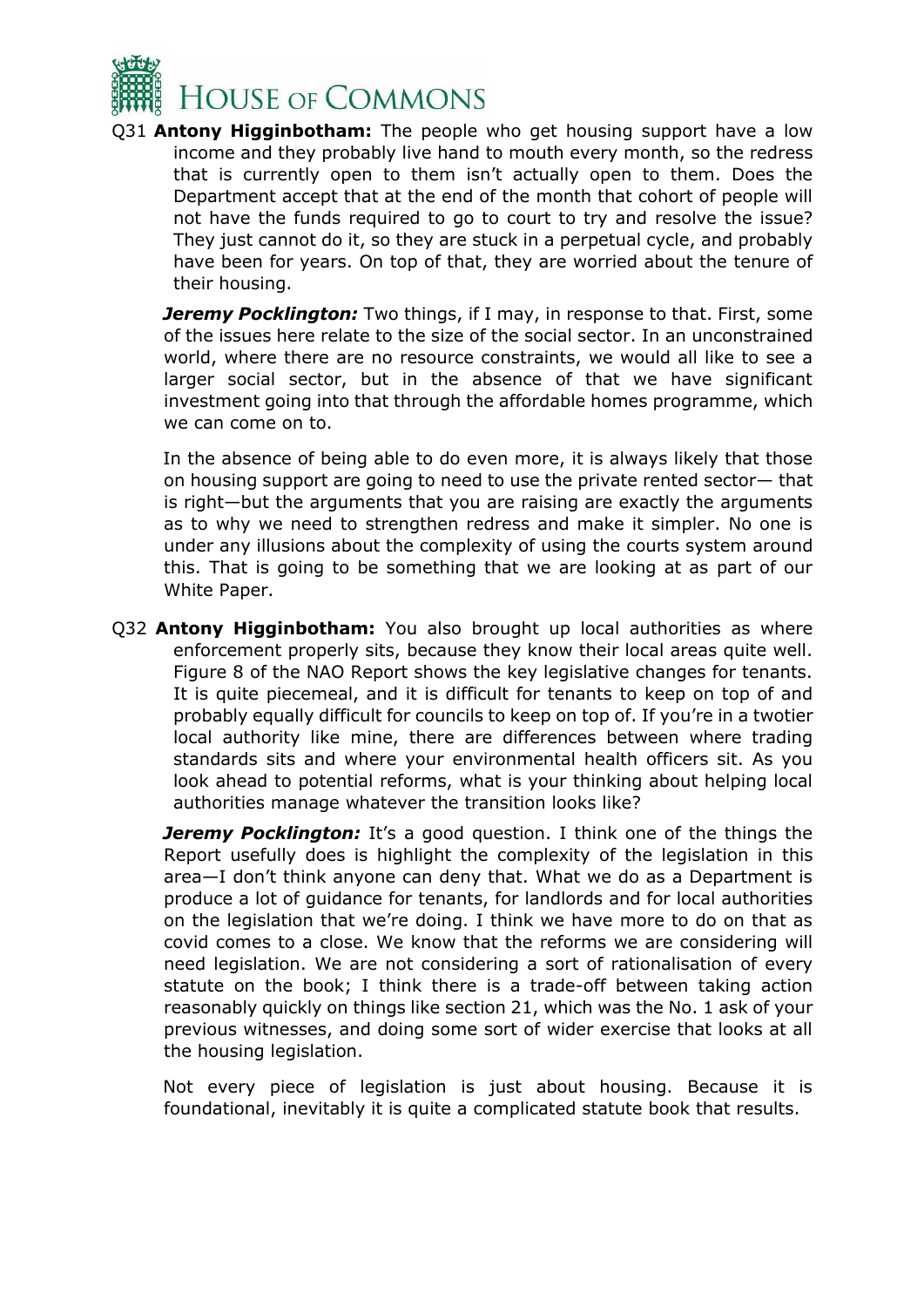Q31 **Antony Higginbotham:** The people who get housing support have a low income and they probably live hand to mouth every month, so the redress that is currently open to them isn't actually open to them. Does the Department accept that at the end of the month that cohort of people will not have the funds required to go to court to try and resolve the issue? They just cannot do it, so they are stuck in a perpetual cycle, and probably have been for years. On top of that, they are worried about the tenure of their housing.

***Jeremy Pocklington:*** Two things, if I may, in response to that. First, some of the issues here relate to the size of the social sector. In an unconstrained world, where there are no resource constraints, we would all like to see a larger social sector, but in the absence of that we have significant investment going into that through the affordable homes programme, which we can come on to.

In the absence of being able to do even more, it is always likely that those on housing support are going to need to use the private rented sector— that is right—but the arguments that you are raising are exactly the arguments as to why we need to strengthen redress and make it simpler. No one is under any illusions about the complexity of using the courts system around this. That is going to be something that we are looking at as part of our White Paper.

Q32 **Antony Higginbotham:** You also brought up local authorities as where enforcement properly sits, because they know their local areas quite well. Figure 8 of the NAO Report shows the key legislative changes for tenants. It is quite piecemeal, and it is difficult for tenants to keep on top of and probably equally difficult for councils to keep on top of. If you're in a twotier local authority like mine, there are differences between where trading standards sits and where your environmental health officers sit. As you look ahead to potential reforms, what is your thinking about helping local authorities manage whatever the transition looks like?

***Jeremy Pocklington:*** It's a good question. I think one of the things the Report usefully does is highlight the complexity of the legislation in this area—I don't think anyone can deny that. What we do as a Department is produce a lot of guidance for tenants, for landlords and for local authorities on the legislation that we're doing. I think we have more to do on that as covid comes to a close. We know that the reforms we are considering will need legislation. We are not considering a sort of rationalisation of every statute on the book; I think there is a trade-off between taking action reasonably quickly on things like section 21, which was the No. 1 ask of your previous witnesses, and doing some sort of wider exercise that looks at all the housing legislation.

Not every piece of legislation is just about housing. Because it is foundational, inevitably it is quite a complicated statute book that results.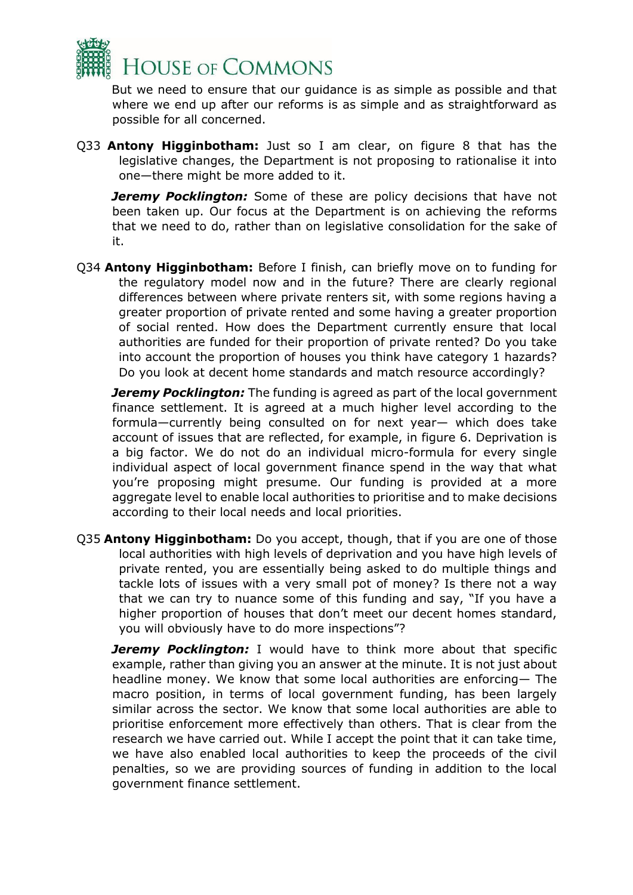But we need to ensure that our guidance is as simple as possible and that where we end up after our reforms is as simple and as straightforward as possible for all concerned.

Q33 **Antony Higginbotham:** Just so I am clear, on figure 8 that has the legislative changes, the Department is not proposing to rationalise it into one—there might be more added to it.

***Jeremy Pocklington:*** Some of these are policy decisions that have not been taken up. Our focus at the Department is on achieving the reforms that we need to do, rather than on legislative consolidation for the sake of it.

Q34 **Antony Higginbotham:** Before I finish, can briefly move on to funding for the regulatory model now and in the future? There are clearly regional differences between where private renters sit, with some regions having a greater proportion of private rented and some having a greater proportion of social rented. How does the Department currently ensure that local authorities are funded for their proportion of private rented? Do you take into account the proportion of houses you think have category 1 hazards? Do you look at decent home standards and match resource accordingly?

***Jeremy Pocklington:*** The funding is agreed as part of the local government finance settlement. It is agreed at a much higher level according to the formula—currently being consulted on for next year— which does take account of issues that are reflected, for example, in figure 6. Deprivation is a big factor. We do not do an individual micro-formula for every single individual aspect of local government finance spend in the way that what you're proposing might presume. Our funding is provided at a more aggregate level to enable local authorities to prioritise and to make decisions according to their local needs and local priorities.

Q35 **Antony Higginbotham:** Do you accept, though, that if you are one of those local authorities with high levels of deprivation and you have high levels of private rented, you are essentially being asked to do multiple things and tackle lots of issues with a very small pot of money? Is there not a way that we can try to nuance some of this funding and say, "If you have a higher proportion of houses that don't meet our decent homes standard, you will obviously have to do more inspections"?

***Jeremy Pocklington:*** I would have to think more about that specific example, rather than giving you an answer at the minute. It is not just about headline money. We know that some local authorities are enforcing— The macro position, in terms of local government funding, has been largely similar across the sector. We know that some local authorities are able to prioritise enforcement more effectively than others. That is clear from the research we have carried out. While I accept the point that it can take time, we have also enabled local authorities to keep the proceeds of the civil penalties, so we are providing sources of funding in addition to the local government finance settlement.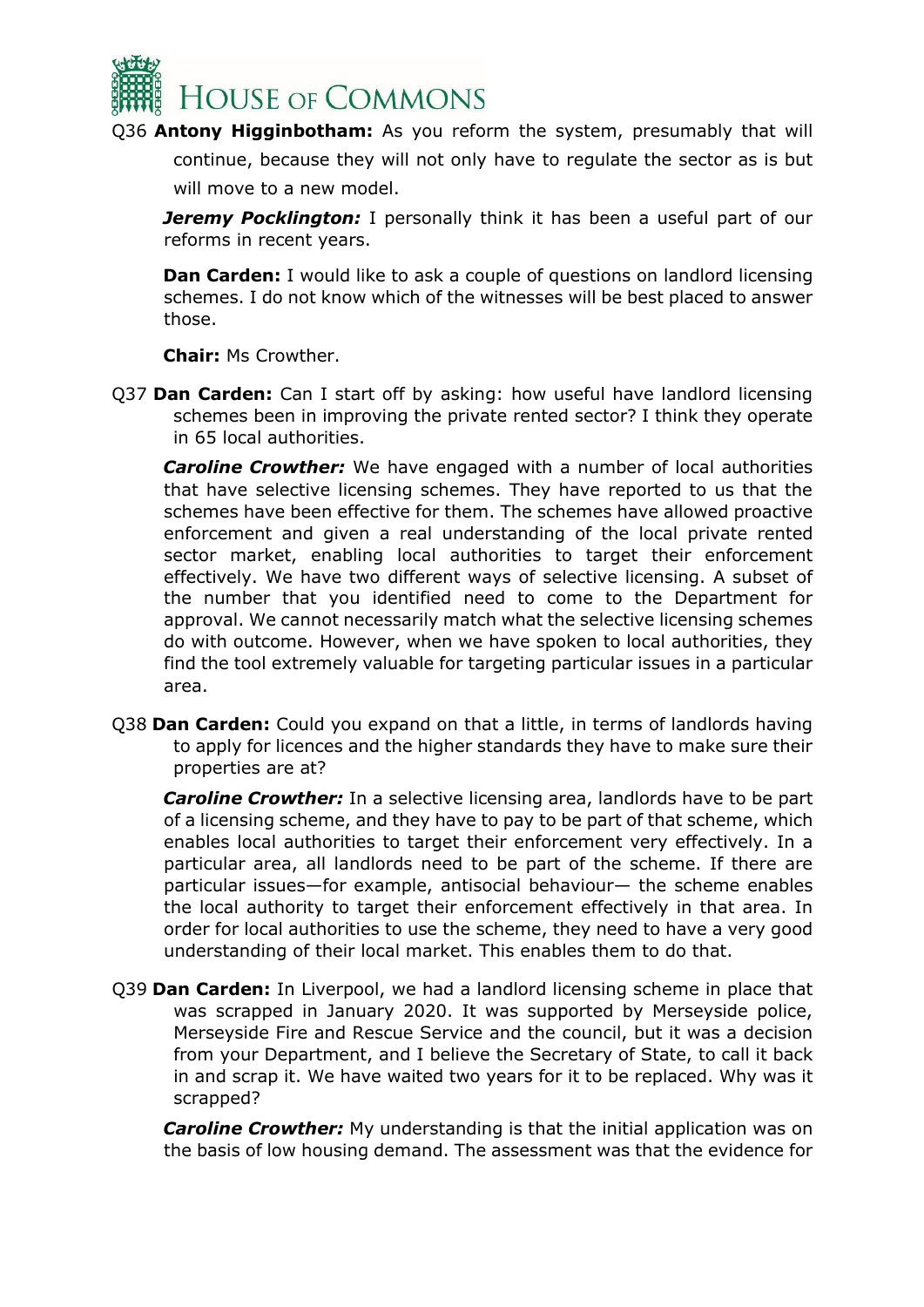Q36 **Antony Higginbotham:** As you reform the system, presumably that will continue, because they will not only have to regulate the sector as is but will move to a new model.

***Jeremy Pocklington:*** I personally think it has been a useful part of our reforms in recent years.

**Dan Carden:** I would like to ask a couple of questions on landlord licensing schemes. I do not know which of the witnesses will be best placed to answer those.

**Chair:** Ms Crowther.

Q37 **Dan Carden:** Can I start off by asking: how useful have landlord licensing schemes been in improving the private rented sector? I think they operate in 65 local authorities.

***Caroline Crowther:*** We have engaged with a number of local authorities that have selective licensing schemes. They have reported to us that the schemes have been effective for them. The schemes have allowed proactive enforcement and given a real understanding of the local private rented sector market, enabling local authorities to target their enforcement effectively. We have two different ways of selective licensing. A subset of the number that you identified need to come to the Department for approval. We cannot necessarily match what the selective licensing schemes do with outcome. However, when we have spoken to local authorities, they find the tool extremely valuable for targeting particular issues in a particular area.

Q38 **Dan Carden:** Could you expand on that a little, in terms of landlords having to apply for licences and the higher standards they have to make sure their properties are at?

***Caroline Crowther:*** In a selective licensing area, landlords have to be part of a licensing scheme, and they have to pay to be part of that scheme, which enables local authorities to target their enforcement very effectively. In a particular area, all landlords need to be part of the scheme. If there are particular issues—for example, antisocial behaviour— the scheme enables the local authority to target their enforcement effectively in that area. In order for local authorities to use the scheme, they need to have a very good understanding of their local market. This enables them to do that.

Q39 **Dan Carden:** In Liverpool, we had a landlord licensing scheme in place that was scrapped in January 2020. It was supported by Merseyside police, Merseyside Fire and Rescue Service and the council, but it was a decision from your Department, and I believe the Secretary of State, to call it back in and scrap it. We have waited two years for it to be replaced. Why was it scrapped?

***Caroline Crowther:*** My understanding is that the initial application was on the basis of low housing demand. The assessment was that the evidence for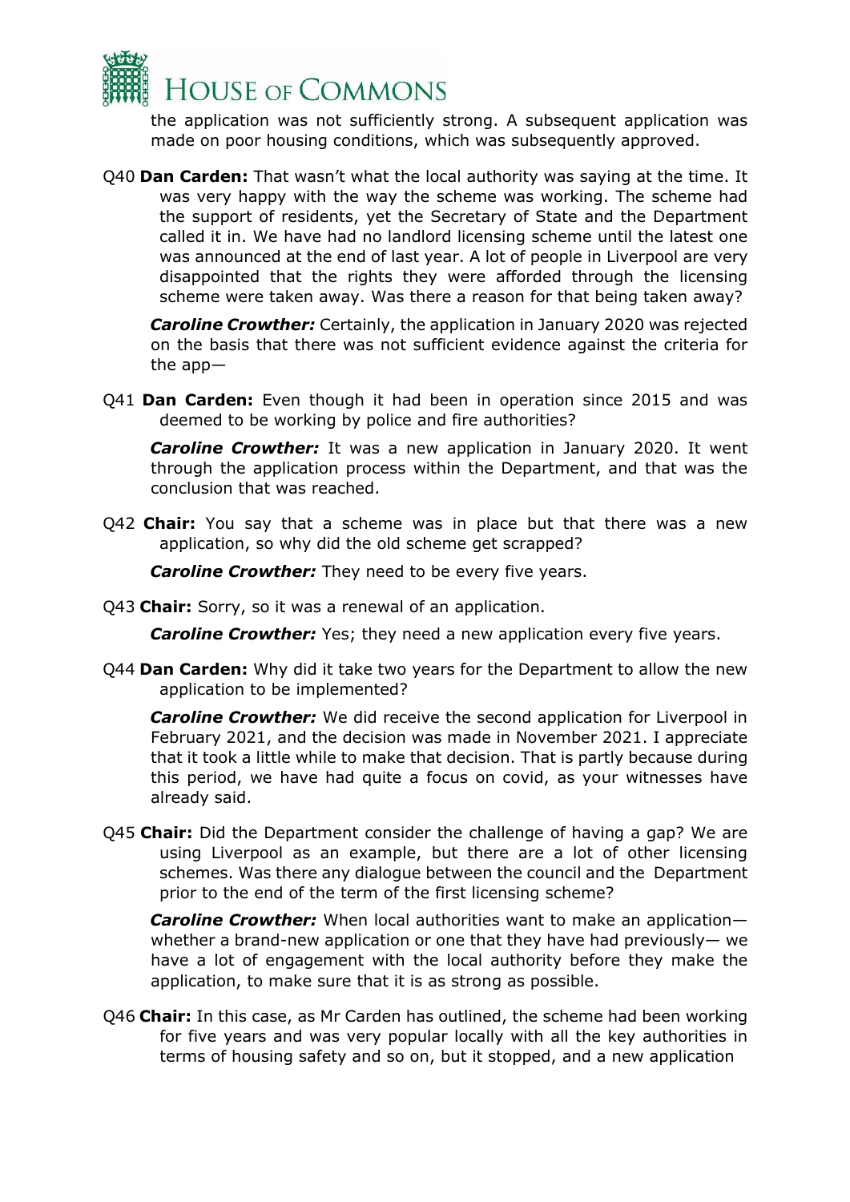the application was not sufficiently strong. A subsequent application was made on poor housing conditions, which was subsequently approved.

Q40 **Dan Carden:** That wasn't what the local authority was saying at the time. It was very happy with the way the scheme was working. The scheme had the support of residents, yet the Secretary of State and the Department called it in. We have had no landlord licensing scheme until the latest one was announced at the end of last year. A lot of people in Liverpool are very disappointed that the rights they were afforded through the licensing scheme were taken away. Was there a reason for that being taken away?

***Caroline Crowther:*** Certainly, the application in January 2020 was rejected on the basis that there was not sufficient evidence against the criteria for the app—

Q41 **Dan Carden:** Even though it had been in operation since 2015 and was deemed to be working by police and fire authorities?

***Caroline Crowther:*** It was a new application in January 2020. It went through the application process within the Department, and that was the conclusion that was reached.

Q42 **Chair:** You say that a scheme was in place but that there was a new application, so why did the old scheme get scrapped?

***Caroline Crowther:*** They need to be every five years.

Q43 **Chair:** Sorry, so it was a renewal of an application.

***Caroline Crowther:*** Yes; they need a new application every five years.

Q44 **Dan Carden:** Why did it take two years for the Department to allow the new application to be implemented?

***Caroline Crowther:*** We did receive the second application for Liverpool in February 2021, and the decision was made in November 2021. I appreciate that it took a little while to make that decision. That is partly because during this period, we have had quite a focus on covid, as your witnesses have already said.

Q45 **Chair:** Did the Department consider the challenge of having a gap? We are using Liverpool as an example, but there are a lot of other licensing schemes. Was there any dialogue between the council and the Department prior to the end of the term of the first licensing scheme?

***Caroline Crowther:*** When local authorities want to make an application—whether a brand-new application or one that they have had previously— we have a lot of engagement with the local authority before they make the application, to make sure that it is as strong as possible.

Q46 **Chair:** In this case, as Mr Carden has outlined, the scheme had been working for five years and was very popular locally with all the key authorities in terms of housing safety and so on, but it stopped, and a new application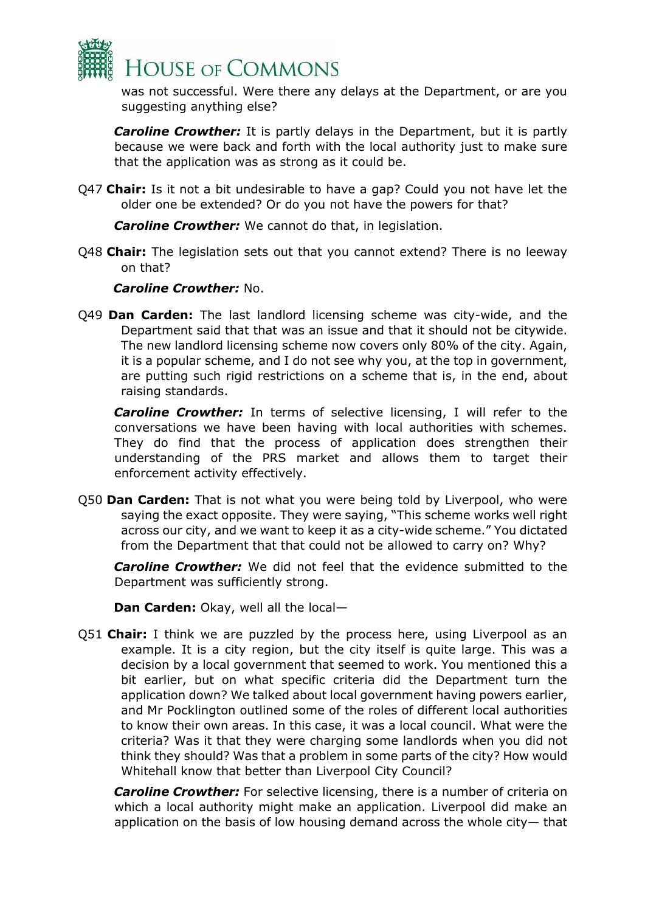was not successful. Were there any delays at the Department, or are you suggesting anything else?

***Caroline Crowther:*** It is partly delays in the Department, but it is partly because we were back and forth with the local authority just to make sure that the application was as strong as it could be.

Q47 **Chair:** Is it not a bit undesirable to have a gap? Could you not have let the older one be extended? Or do you not have the powers for that?

***Caroline Crowther:*** We cannot do that, in legislation.

Q48 **Chair:** The legislation sets out that you cannot extend? There is no leeway on that?

***Caroline Crowther:*** No.

Q49 **Dan Carden:** The last landlord licensing scheme was city-wide, and the Department said that that was an issue and that it should not be citywide. The new landlord licensing scheme now covers only 80% of the city. Again, it is a popular scheme, and I do not see why you, at the top in government, are putting such rigid restrictions on a scheme that is, in the end, about raising standards.

***Caroline Crowther:*** In terms of selective licensing, I will refer to the conversations we have been having with local authorities with schemes. They do find that the process of application does strengthen their understanding of the PRS market and allows them to target their enforcement activity effectively.

Q50 **Dan Carden:** That is not what you were being told by Liverpool, who were saying the exact opposite. They were saying, "This scheme works well right across our city, and we want to keep it as a city-wide scheme." You dictated from the Department that that could not be allowed to carry on? Why?

***Caroline Crowther:*** We did not feel that the evidence submitted to the Department was sufficiently strong.

**Dan Carden:** Okay, well all the local—

Q51 **Chair:** I think we are puzzled by the process here, using Liverpool as an example. It is a city region, but the city itself is quite large. This was a decision by a local government that seemed to work. You mentioned this a bit earlier, but on what specific criteria did the Department turn the application down? We talked about local government having powers earlier, and Mr Pocklington outlined some of the roles of different local authorities to know their own areas. In this case, it was a local council. What were the criteria? Was it that they were charging some landlords when you did not think they should? Was that a problem in some parts of the city? How would Whitehall know that better than Liverpool City Council?

***Caroline Crowther:*** For selective licensing, there is a number of criteria on which a local authority might make an application. Liverpool did make an application on the basis of low housing demand across the whole city— that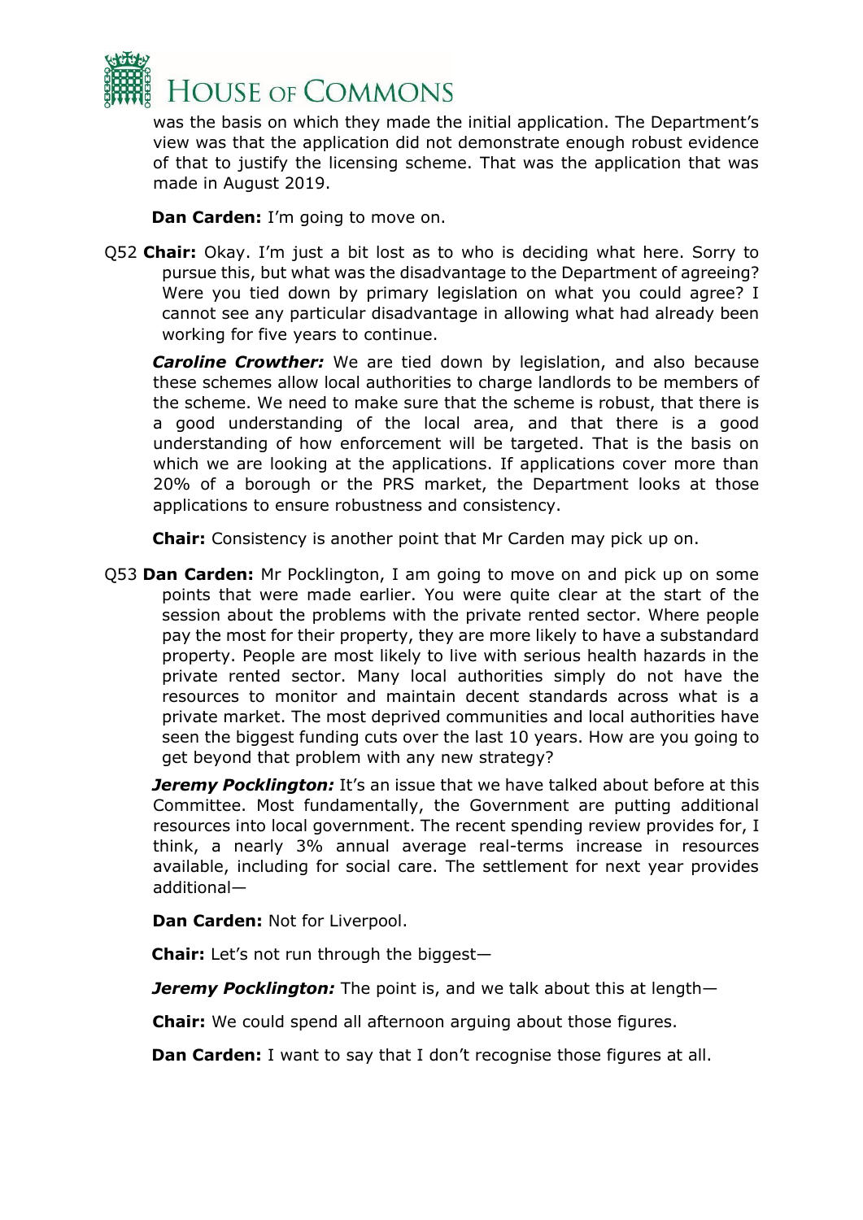was the basis on which they made the initial application. The Department's view was that the application did not demonstrate enough robust evidence of that to justify the licensing scheme. That was the application that was made in August 2019.

**Dan Carden:** I'm going to move on.

Q52 **Chair:** Okay. I'm just a bit lost as to who is deciding what here. Sorry to pursue this, but what was the disadvantage to the Department of agreeing? Were you tied down by primary legislation on what you could agree? I cannot see any particular disadvantage in allowing what had already been working for five years to continue.

***Caroline Crowther:*** We are tied down by legislation, and also because these schemes allow local authorities to charge landlords to be members of the scheme. We need to make sure that the scheme is robust, that there is a good understanding of the local area, and that there is a good understanding of how enforcement will be targeted. That is the basis on which we are looking at the applications. If applications cover more than 20% of a borough or the PRS market, the Department looks at those applications to ensure robustness and consistency.

**Chair:** Consistency is another point that Mr Carden may pick up on.

Q53 **Dan Carden:** Mr Pocklington, I am going to move on and pick up on some points that were made earlier. You were quite clear at the start of the session about the problems with the private rented sector. Where people pay the most for their property, they are more likely to have a substandard property. People are most likely to live with serious health hazards in the private rented sector. Many local authorities simply do not have the resources to monitor and maintain decent standards across what is a private market. The most deprived communities and local authorities have seen the biggest funding cuts over the last 10 years. How are you going to get beyond that problem with any new strategy?

***Jeremy Pocklington:*** It's an issue that we have talked about before at this Committee. Most fundamentally, the Government are putting additional resources into local government. The recent spending review provides for, I think, a nearly 3% annual average real-terms increase in resources available, including for social care. The settlement for next year provides additional—

**Dan Carden:** Not for Liverpool.

**Chair:** Let's not run through the biggest—

***Jeremy Pocklington:*** The point is, and we talk about this at length—

**Chair:** We could spend all afternoon arguing about those figures.

**Dan Carden:** I want to say that I don't recognise those figures at all.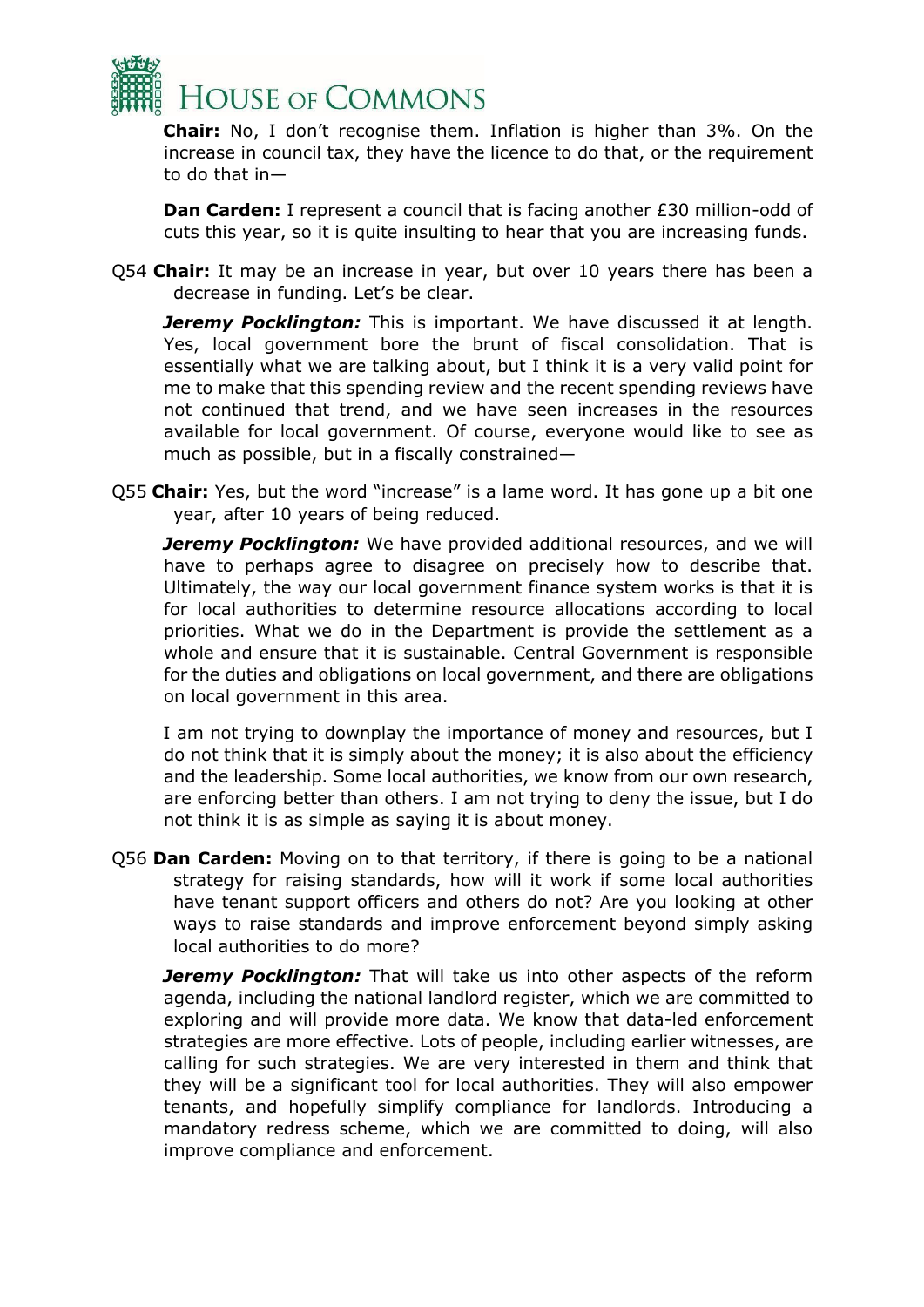**Chair:** No, I don't recognise them. Inflation is higher than 3%. On the increase in council tax, they have the licence to do that, or the requirement to do that in—

**Dan Carden:** I represent a council that is facing another £30 million-odd of cuts this year, so it is quite insulting to hear that you are increasing funds.

Q54 **Chair:** It may be an increase in year, but over 10 years there has been a decrease in funding. Let's be clear.

***Jeremy Pocklington:*** This is important. We have discussed it at length. Yes, local government bore the brunt of fiscal consolidation. That is essentially what we are talking about, but I think it is a very valid point for me to make that this spending review and the recent spending reviews have not continued that trend, and we have seen increases in the resources available for local government. Of course, everyone would like to see as much as possible, but in a fiscally constrained—

Q55 **Chair:** Yes, but the word "increase" is a lame word. It has gone up a bit one year, after 10 years of being reduced.

***Jeremy Pocklington:*** We have provided additional resources, and we will have to perhaps agree to disagree on precisely how to describe that. Ultimately, the way our local government finance system works is that it is for local authorities to determine resource allocations according to local priorities. What we do in the Department is provide the settlement as a whole and ensure that it is sustainable. Central Government is responsible for the duties and obligations on local government, and there are obligations on local government in this area.

I am not trying to downplay the importance of money and resources, but I do not think that it is simply about the money; it is also about the efficiency and the leadership. Some local authorities, we know from our own research, are enforcing better than others. I am not trying to deny the issue, but I do not think it is as simple as saying it is about money.

Q56 **Dan Carden:** Moving on to that territory, if there is going to be a national strategy for raising standards, how will it work if some local authorities have tenant support officers and others do not? Are you looking at other ways to raise standards and improve enforcement beyond simply asking local authorities to do more?

***Jeremy Pocklington:*** That will take us into other aspects of the reform agenda, including the national landlord register, which we are committed to exploring and will provide more data. We know that data-led enforcement strategies are more effective. Lots of people, including earlier witnesses, are calling for such strategies. We are very interested in them and think that they will be a significant tool for local authorities. They will also empower tenants, and hopefully simplify compliance for landlords. Introducing a mandatory redress scheme, which we are committed to doing, will also improve compliance and enforcement.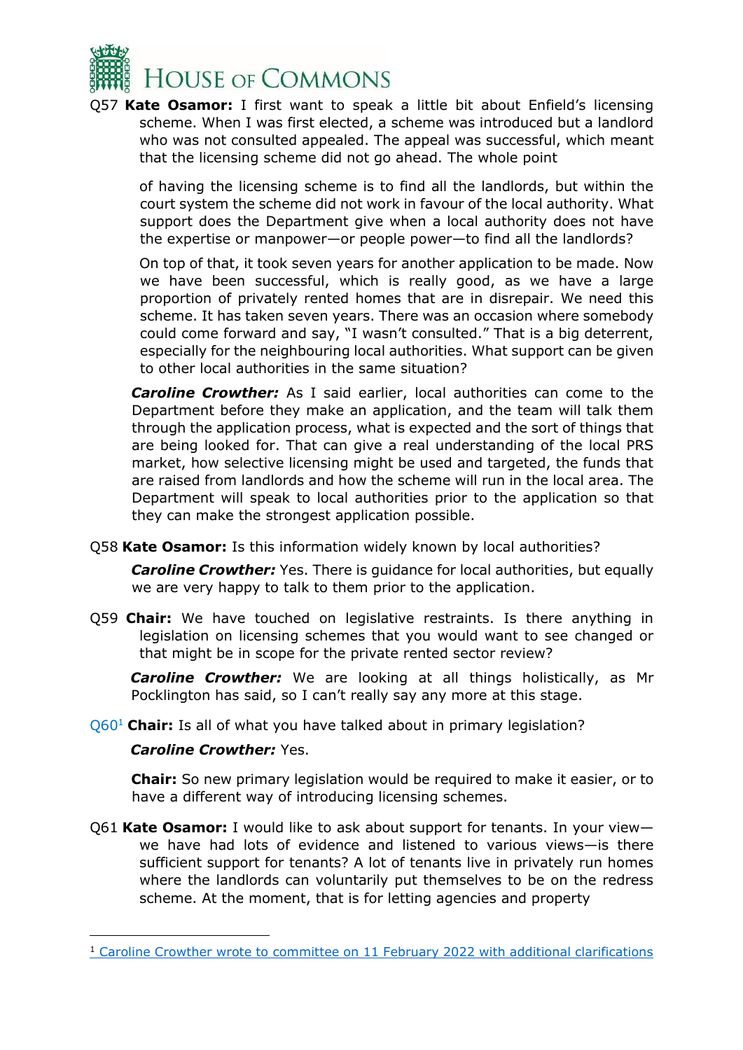Q57 **Kate Osamor:** I first want to speak a little bit about Enfield's licensing scheme. When I was first elected, a scheme was introduced but a landlord who was not consulted appealed. The appeal was successful, which meant that the licensing scheme did not go ahead. The whole point of having the licensing scheme is to find all the landlords, but within the court system the scheme did not work in favour of the local authority. What support does the Department give when a local authority does not have the expertise or manpower—or people power—to find all the landlords?

On top of that, it took seven years for another application to be made. Now we have been successful, which is really good, as we have a large proportion of privately rented homes that are in disrepair. We need this scheme. It has taken seven years. There was an occasion where somebody could come forward and say, "I wasn't consulted." That is a big deterrent, especially for the neighbouring local authorities. What support can be given to other local authorities in the same situation?

***Caroline Crowther:*** As I said earlier, local authorities can come to the Department before they make an application, and the team will talk them through the application process, what is expected and the sort of things that are being looked for. That can give a real understanding of the local PRS market, how selective licensing might be used and targeted, the funds that are raised from landlords and how the scheme will run in the local area. The Department will speak to local authorities prior to the application so that they can make the strongest application possible.

Q58 **Kate Osamor:** Is this information widely known by local authorities?

***Caroline Crowther:*** Yes. There is guidance for local authorities, but equally we are very happy to talk to them prior to the application.

Q59 **Chair:** We have touched on legislative restraints. Is there anything in legislation on licensing schemes that you would want to see changed or that might be in scope for the private rented sector review?

***Caroline Crowther:*** We are looking at all things holistically, as Mr Pocklington has said, so I can't really say any more at this stage.

Q60[1] **Chair:** Is all of what you have talked about in primary legislation?

***Caroline Crowther:*** Yes.

**Chair:** So new primary legislation would be required to make it easier, or to have a different way of introducing licensing schemes.

Q61 **Kate Osamor:** I would like to ask about support for tenants. In your view—we have had lots of evidence and listened to various views—is there sufficient support for tenants? A lot of tenants live in privately run homes where the landlords can voluntarily put themselves to be on the redress scheme. At the moment, that is for letting agencies and property

---

[1] Caroline Crowther wrote to committee on 11 February 2022 with additional clarifications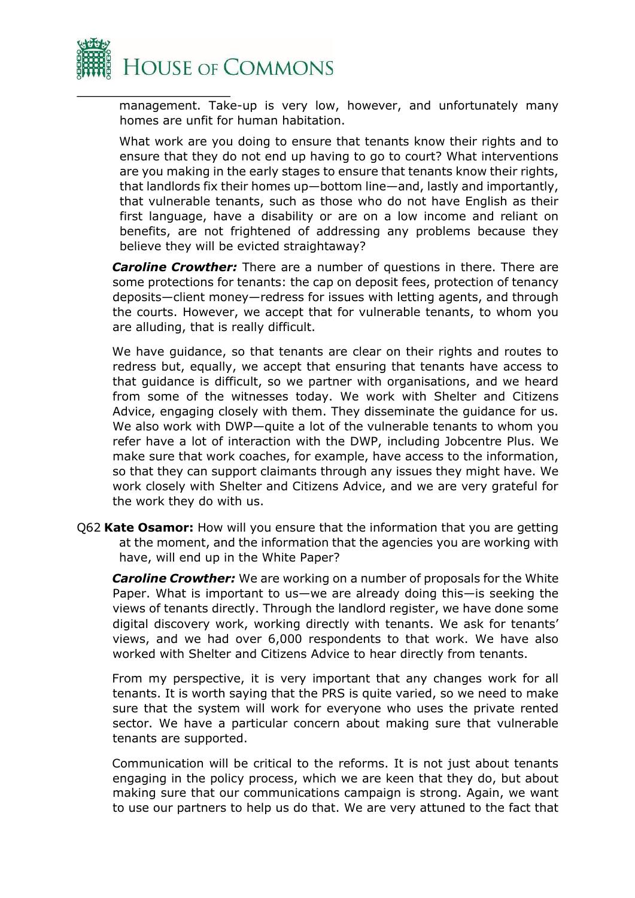management. Take-up is very low, however, and unfortunately many homes are unfit for human habitation.

What work are you doing to ensure that tenants know their rights and to ensure that they do not end up having to go to court? What interventions are you making in the early stages to ensure that tenants know their rights, that landlords fix their homes up—bottom line—and, lastly and importantly, that vulnerable tenants, such as those who do not have English as their first language, have a disability or are on a low income and reliant on benefits, are not frightened of addressing any problems because they believe they will be evicted straightaway?

***Caroline Crowther:*** There are a number of questions in there. There are some protections for tenants: the cap on deposit fees, protection of tenancy deposits—client money—redress for issues with letting agents, and through the courts. However, we accept that for vulnerable tenants, to whom you are alluding, that is really difficult.

We have guidance, so that tenants are clear on their rights and routes to redress but, equally, we accept that ensuring that tenants have access to that guidance is difficult, so we partner with organisations, and we heard from some of the witnesses today. We work with Shelter and Citizens Advice, engaging closely with them. They disseminate the guidance for us. We also work with DWP—quite a lot of the vulnerable tenants to whom you refer have a lot of interaction with the DWP, including Jobcentre Plus. We make sure that work coaches, for example, have access to the information, so that they can support claimants through any issues they might have. We work closely with Shelter and Citizens Advice, and we are very grateful for the work they do with us.

Q62 **Kate Osamor:** How will you ensure that the information that you are getting at the moment, and the information that the agencies you are working with have, will end up in the White Paper?

***Caroline Crowther:*** We are working on a number of proposals for the White Paper. What is important to us—we are already doing this—is seeking the views of tenants directly. Through the landlord register, we have done some digital discovery work, working directly with tenants. We ask for tenants' views, and we had over 6,000 respondents to that work. We have also worked with Shelter and Citizens Advice to hear directly from tenants.

From my perspective, it is very important that any changes work for all tenants. It is worth saying that the PRS is quite varied, so we need to make sure that the system will work for everyone who uses the private rented sector. We have a particular concern about making sure that vulnerable tenants are supported.

Communication will be critical to the reforms. It is not just about tenants engaging in the policy process, which we are keen that they do, but about making sure that our communications campaign is strong. Again, we want to use our partners to help us do that. We are very attuned to the fact that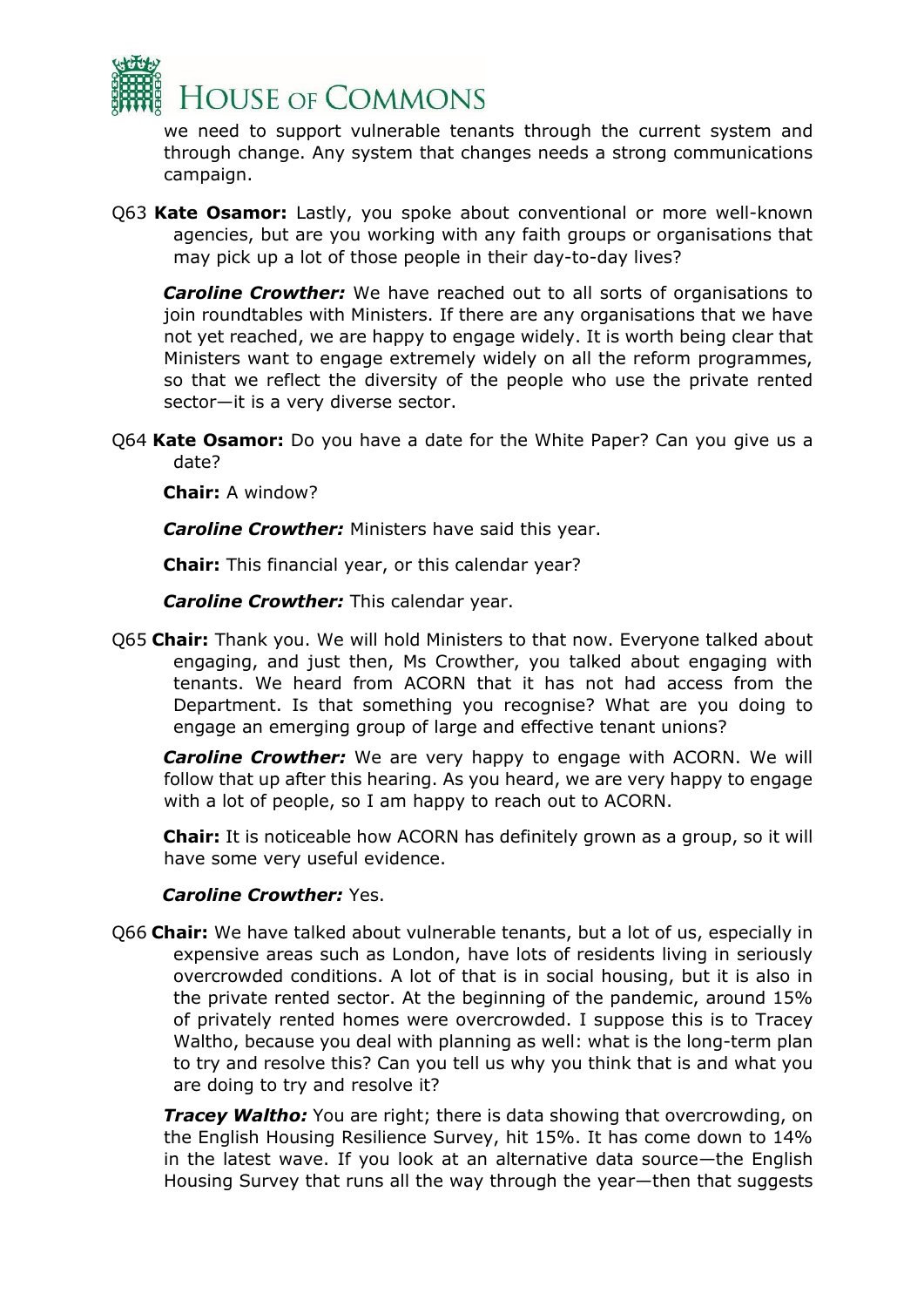we need to support vulnerable tenants through the current system and through change. Any system that changes needs a strong communications campaign.

Q63 **Kate Osamor:** Lastly, you spoke about conventional or more well-known agencies, but are you working with any faith groups or organisations that may pick up a lot of those people in their day-to-day lives?

***Caroline Crowther:*** We have reached out to all sorts of organisations to join roundtables with Ministers. If there are any organisations that we have not yet reached, we are happy to engage widely. It is worth being clear that Ministers want to engage extremely widely on all the reform programmes, so that we reflect the diversity of the people who use the private rented sector—it is a very diverse sector.

Q64 **Kate Osamor:** Do you have a date for the White Paper? Can you give us a date?

**Chair:** A window?

***Caroline Crowther:*** Ministers have said this year.

**Chair:** This financial year, or this calendar year?

***Caroline Crowther:*** This calendar year.

Q65 **Chair:** Thank you. We will hold Ministers to that now. Everyone talked about engaging, and just then, Ms Crowther, you talked about engaging with tenants. We heard from ACORN that it has not had access from the Department. Is that something you recognise? What are you doing to engage an emerging group of large and effective tenant unions?

***Caroline Crowther:*** We are very happy to engage with ACORN. We will follow that up after this hearing. As you heard, we are very happy to engage with a lot of people, so I am happy to reach out to ACORN.

**Chair:** It is noticeable how ACORN has definitely grown as a group, so it will have some very useful evidence.

***Caroline Crowther:*** Yes.

Q66 **Chair:** We have talked about vulnerable tenants, but a lot of us, especially in expensive areas such as London, have lots of residents living in seriously overcrowded conditions. A lot of that is in social housing, but it is also in the private rented sector. At the beginning of the pandemic, around 15% of privately rented homes were overcrowded. I suppose this is to Tracey Waltho, because you deal with planning as well: what is the long-term plan to try and resolve this? Can you tell us why you think that is and what you are doing to try and resolve it?

***Tracey Waltho:*** You are right; there is data showing that overcrowding, on the English Housing Resilience Survey, hit 15%. It has come down to 14% in the latest wave. If you look at an alternative data source—the English Housing Survey that runs all the way through the year—then that suggests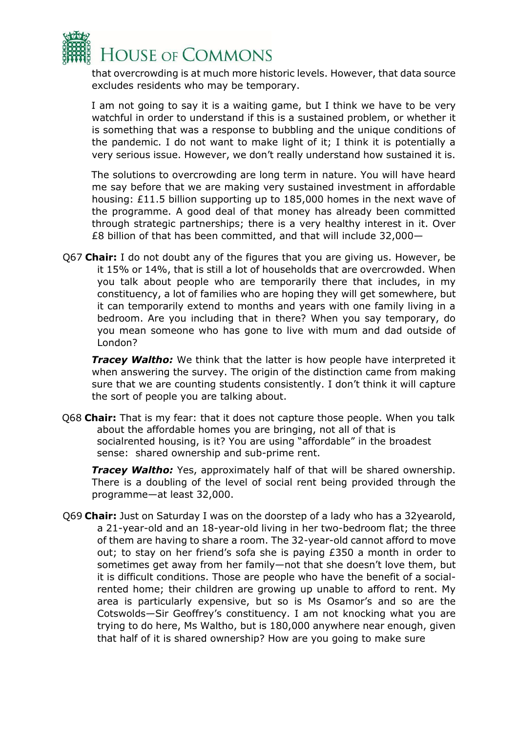that overcrowding is at much more historic levels. However, that data source excludes residents who may be temporary.

I am not going to say it is a waiting game, but I think we have to be very watchful in order to understand if this is a sustained problem, or whether it is something that was a response to bubbling and the unique conditions of the pandemic. I do not want to make light of it; I think it is potentially a very serious issue. However, we don't really understand how sustained it is.

The solutions to overcrowding are long term in nature. You will have heard me say before that we are making very sustained investment in affordable housing: £11.5 billion supporting up to 185,000 homes in the next wave of the programme. A good deal of that money has already been committed through strategic partnerships; there is a very healthy interest in it. Over £8 billion of that has been committed, and that will include 32,000—

Q67 **Chair:** I do not doubt any of the figures that you are giving us. However, be it 15% or 14%, that is still a lot of households that are overcrowded. When you talk about people who are temporarily there that includes, in my constituency, a lot of families who are hoping they will get somewhere, but it can temporarily extend to months and years with one family living in a bedroom. Are you including that in there? When you say temporary, do you mean someone who has gone to live with mum and dad outside of London?

***Tracey Waltho:*** We think that the latter is how people have interpreted it when answering the survey. The origin of the distinction came from making sure that we are counting students consistently. I don't think it will capture the sort of people you are talking about.

Q68 **Chair:** That is my fear: that it does not capture those people. When you talk about the affordable homes you are bringing, not all of that is socialrented housing, is it? You are using "affordable" in the broadest sense: shared ownership and sub-prime rent.

***Tracey Waltho:*** Yes, approximately half of that will be shared ownership. There is a doubling of the level of social rent being provided through the programme—at least 32,000.

Q69 **Chair:** Just on Saturday I was on the doorstep of a lady who has a 32yearold, a 21-year-old and an 18-year-old living in her two-bedroom flat; the three of them are having to share a room. The 32-year-old cannot afford to move out; to stay on her friend's sofa she is paying £350 a month in order to sometimes get away from her family—not that she doesn't love them, but it is difficult conditions. Those are people who have the benefit of a social-rented home; their children are growing up unable to afford to rent. My area is particularly expensive, but so is Ms Osamor's and so are the Cotswolds—Sir Geoffrey's constituency. I am not knocking what you are trying to do here, Ms Waltho, but is 180,000 anywhere near enough, given that half of it is shared ownership? How are you going to make sure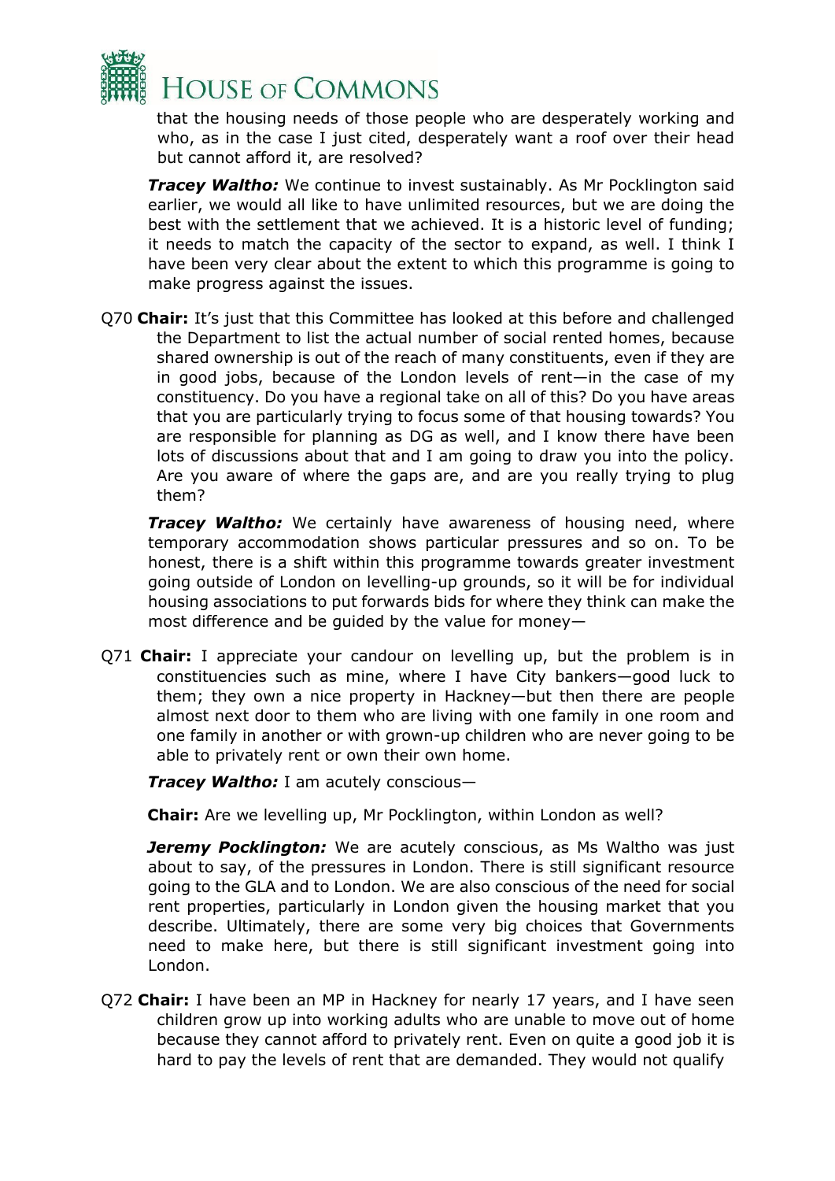that the housing needs of those people who are desperately working and who, as in the case I just cited, desperately want a roof over their head but cannot afford it, are resolved?

***Tracey Waltho:*** We continue to invest sustainably. As Mr Pocklington said earlier, we would all like to have unlimited resources, but we are doing the best with the settlement that we achieved. It is a historic level of funding; it needs to match the capacity of the sector to expand, as well. I think I have been very clear about the extent to which this programme is going to make progress against the issues.

Q70 **Chair:** It's just that this Committee has looked at this before and challenged the Department to list the actual number of social rented homes, because shared ownership is out of the reach of many constituents, even if they are in good jobs, because of the London levels of rent—in the case of my constituency. Do you have a regional take on all of this? Do you have areas that you are particularly trying to focus some of that housing towards? You are responsible for planning as DG as well, and I know there have been lots of discussions about that and I am going to draw you into the policy. Are you aware of where the gaps are, and are you really trying to plug them?

***Tracey Waltho:*** We certainly have awareness of housing need, where temporary accommodation shows particular pressures and so on. To be honest, there is a shift within this programme towards greater investment going outside of London on levelling-up grounds, so it will be for individual housing associations to put forwards bids for where they think can make the most difference and be guided by the value for money—

Q71 **Chair:** I appreciate your candour on levelling up, but the problem is in constituencies such as mine, where I have City bankers—good luck to them; they own a nice property in Hackney—but then there are people almost next door to them who are living with one family in one room and one family in another or with grown-up children who are never going to be able to privately rent or own their own home.

***Tracey Waltho:*** I am acutely conscious—

**Chair:** Are we levelling up, Mr Pocklington, within London as well?

***Jeremy Pocklington:*** We are acutely conscious, as Ms Waltho was just about to say, of the pressures in London. There is still significant resource going to the GLA and to London. We are also conscious of the need for social rent properties, particularly in London given the housing market that you describe. Ultimately, there are some very big choices that Governments need to make here, but there is still significant investment going into London.

Q72 **Chair:** I have been an MP in Hackney for nearly 17 years, and I have seen children grow up into working adults who are unable to move out of home because they cannot afford to privately rent. Even on quite a good job it is hard to pay the levels of rent that are demanded. They would not qualify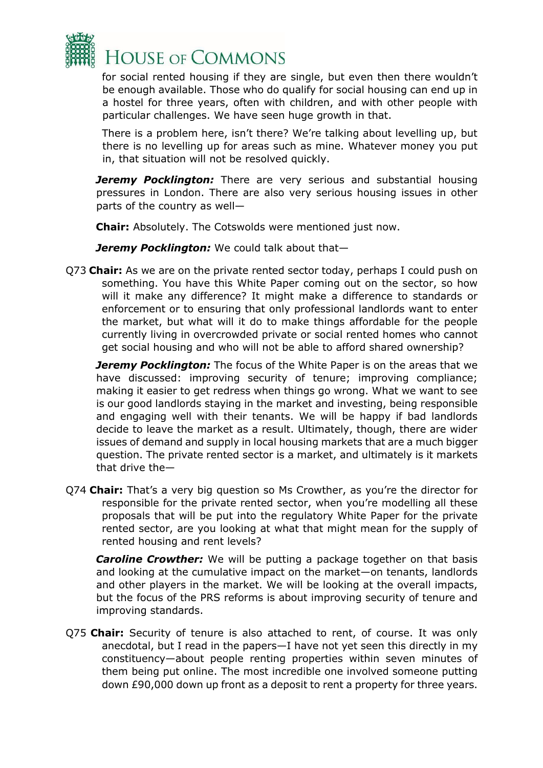for social rented housing if they are single, but even then there wouldn't be enough available. Those who do qualify for social housing can end up in a hostel for three years, often with children, and with other people with particular challenges. We have seen huge growth in that.

There is a problem here, isn't there? We're talking about levelling up, but there is no levelling up for areas such as mine. Whatever money you put in, that situation will not be resolved quickly.

***Jeremy Pocklington:*** There are very serious and substantial housing pressures in London. There are also very serious housing issues in other parts of the country as well—

**Chair:** Absolutely. The Cotswolds were mentioned just now.

***Jeremy Pocklington:*** We could talk about that—

Q73 **Chair:** As we are on the private rented sector today, perhaps I could push on something. You have this White Paper coming out on the sector, so how will it make any difference? It might make a difference to standards or enforcement or to ensuring that only professional landlords want to enter the market, but what will it do to make things affordable for the people currently living in overcrowded private or social rented homes who cannot get social housing and who will not be able to afford shared ownership?

***Jeremy Pocklington:*** The focus of the White Paper is on the areas that we have discussed: improving security of tenure; improving compliance; making it easier to get redress when things go wrong. What we want to see is our good landlords staying in the market and investing, being responsible and engaging well with their tenants. We will be happy if bad landlords decide to leave the market as a result. Ultimately, though, there are wider issues of demand and supply in local housing markets that are a much bigger question. The private rented sector is a market, and ultimately is it markets that drive the—

Q74 **Chair:** That's a very big question so Ms Crowther, as you're the director for responsible for the private rented sector, when you're modelling all these proposals that will be put into the regulatory White Paper for the private rented sector, are you looking at what that might mean for the supply of rented housing and rent levels?

***Caroline Crowther:*** We will be putting a package together on that basis and looking at the cumulative impact on the market—on tenants, landlords and other players in the market. We will be looking at the overall impacts, but the focus of the PRS reforms is about improving security of tenure and improving standards.

Q75 **Chair:** Security of tenure is also attached to rent, of course. It was only anecdotal, but I read in the papers—I have not yet seen this directly in my constituency—about people renting properties within seven minutes of them being put online. The most incredible one involved someone putting down £90,000 down up front as a deposit to rent a property for three years.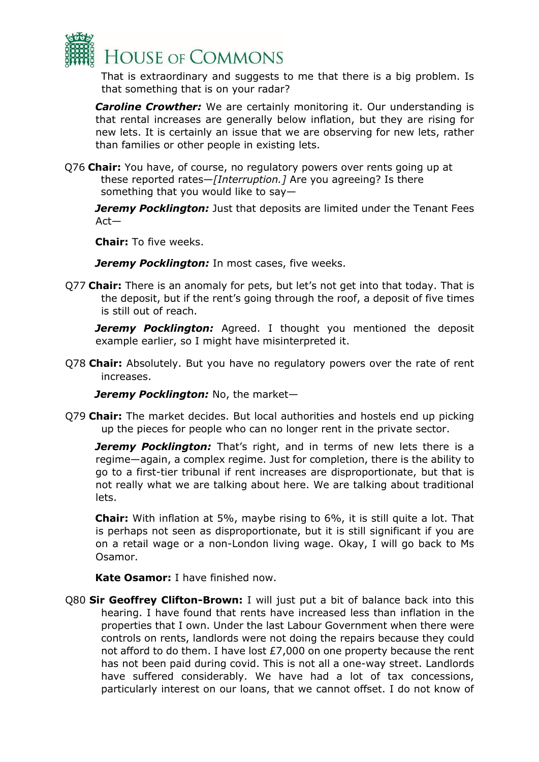That is extraordinary and suggests to me that there is a big problem. Is that something that is on your radar?

***Caroline Crowther:*** We are certainly monitoring it. Our understanding is that rental increases are generally below inflation, but they are rising for new lets. It is certainly an issue that we are observing for new lets, rather than families or other people in existing lets.

Q76 **Chair:** You have, of course, no regulatory powers over rents going up at these reported rates—*[Interruption.]* Are you agreeing? Is there something that you would like to say—

***Jeremy Pocklington:*** Just that deposits are limited under the Tenant Fees Act—

**Chair:** To five weeks.

***Jeremy Pocklington:*** In most cases, five weeks.

Q77 **Chair:** There is an anomaly for pets, but let's not get into that today. That is the deposit, but if the rent's going through the roof, a deposit of five times is still out of reach.

***Jeremy Pocklington:*** Agreed. I thought you mentioned the deposit example earlier, so I might have misinterpreted it.

Q78 **Chair:** Absolutely. But you have no regulatory powers over the rate of rent increases.

***Jeremy Pocklington:*** No, the market—

Q79 **Chair:** The market decides. But local authorities and hostels end up picking up the pieces for people who can no longer rent in the private sector.

***Jeremy Pocklington:*** That's right, and in terms of new lets there is a regime—again, a complex regime. Just for completion, there is the ability to go to a first-tier tribunal if rent increases are disproportionate, but that is not really what we are talking about here. We are talking about traditional lets.

**Chair:** With inflation at 5%, maybe rising to 6%, it is still quite a lot. That is perhaps not seen as disproportionate, but it is still significant if you are on a retail wage or a non-London living wage. Okay, I will go back to Ms Osamor.

**Kate Osamor:** I have finished now.

Q80 **Sir Geoffrey Clifton-Brown:** I will just put a bit of balance back into this hearing. I have found that rents have increased less than inflation in the properties that I own. Under the last Labour Government when there were controls on rents, landlords were not doing the repairs because they could not afford to do them. I have lost £7,000 on one property because the rent has not been paid during covid. This is not all a one-way street. Landlords have suffered considerably. We have had a lot of tax concessions, particularly interest on our loans, that we cannot offset. I do not know of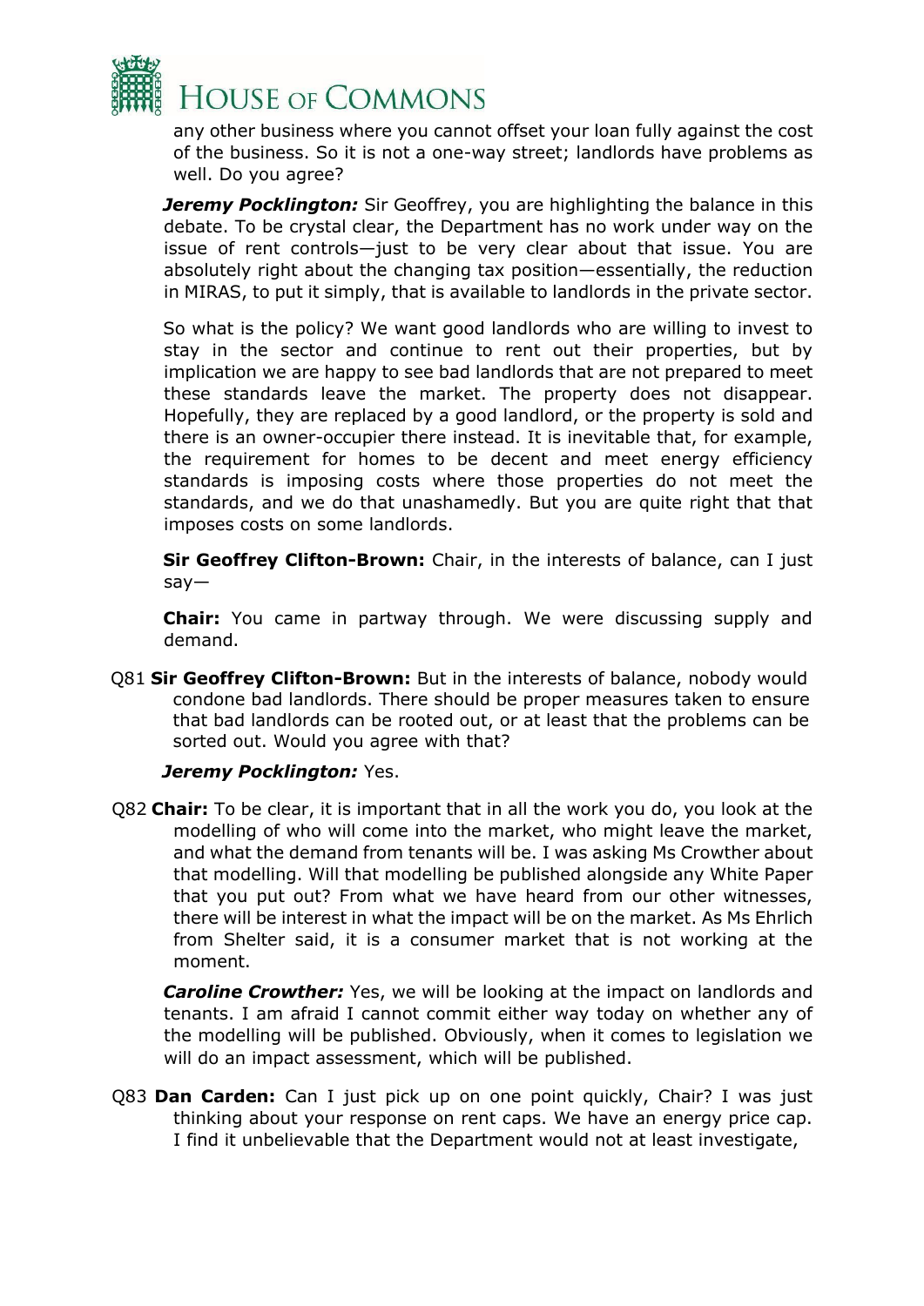any other business where you cannot offset your loan fully against the cost of the business. So it is not a one-way street; landlords have problems as well. Do you agree?

***Jeremy Pocklington:*** Sir Geoffrey, you are highlighting the balance in this debate. To be crystal clear, the Department has no work under way on the issue of rent controls—just to be very clear about that issue. You are absolutely right about the changing tax position—essentially, the reduction in MIRAS, to put it simply, that is available to landlords in the private sector.

So what is the policy? We want good landlords who are willing to invest to stay in the sector and continue to rent out their properties, but by implication we are happy to see bad landlords that are not prepared to meet these standards leave the market. The property does not disappear. Hopefully, they are replaced by a good landlord, or the property is sold and there is an owner-occupier there instead. It is inevitable that, for example, the requirement for homes to be decent and meet energy efficiency standards is imposing costs where those properties do not meet the standards, and we do that unashamedly. But you are quite right that that imposes costs on some landlords.

**Sir Geoffrey Clifton-Brown:** Chair, in the interests of balance, can I just say—

**Chair:** You came in partway through. We were discussing supply and demand.

Q81 **Sir Geoffrey Clifton-Brown:** But in the interests of balance, nobody would condone bad landlords. There should be proper measures taken to ensure that bad landlords can be rooted out, or at least that the problems can be sorted out. Would you agree with that?

***Jeremy Pocklington:*** Yes.

Q82 **Chair:** To be clear, it is important that in all the work you do, you look at the modelling of who will come into the market, who might leave the market, and what the demand from tenants will be. I was asking Ms Crowther about that modelling. Will that modelling be published alongside any White Paper that you put out? From what we have heard from our other witnesses, there will be interest in what the impact will be on the market. As Ms Ehrlich from Shelter said, it is a consumer market that is not working at the moment.

***Caroline Crowther:*** Yes, we will be looking at the impact on landlords and tenants. I am afraid I cannot commit either way today on whether any of the modelling will be published. Obviously, when it comes to legislation we will do an impact assessment, which will be published.

Q83 **Dan Carden:** Can I just pick up on one point quickly, Chair? I was just thinking about your response on rent caps. We have an energy price cap. I find it unbelievable that the Department would not at least investigate,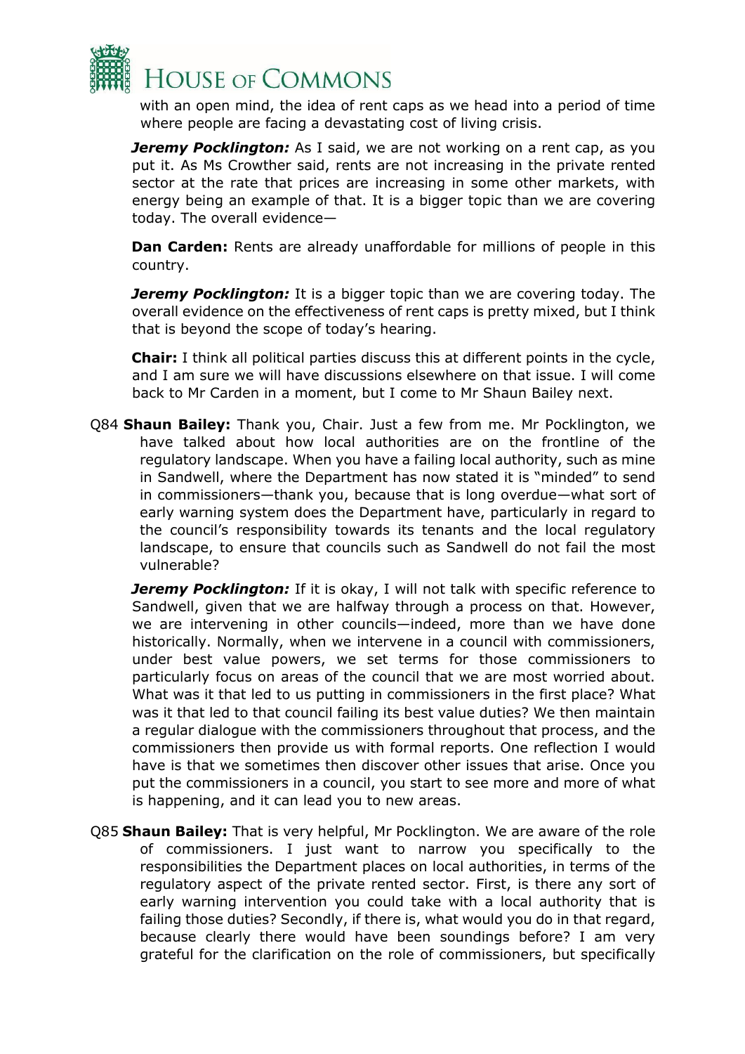with an open mind, the idea of rent caps as we head into a period of time where people are facing a devastating cost of living crisis.

***Jeremy Pocklington:*** As I said, we are not working on a rent cap, as you put it. As Ms Crowther said, rents are not increasing in the private rented sector at the rate that prices are increasing in some other markets, with energy being an example of that. It is a bigger topic than we are covering today. The overall evidence—

**Dan Carden:** Rents are already unaffordable for millions of people in this country.

***Jeremy Pocklington:*** It is a bigger topic than we are covering today. The overall evidence on the effectiveness of rent caps is pretty mixed, but I think that is beyond the scope of today's hearing.

**Chair:** I think all political parties discuss this at different points in the cycle, and I am sure we will have discussions elsewhere on that issue. I will come back to Mr Carden in a moment, but I come to Mr Shaun Bailey next.

Q84 **Shaun Bailey:** Thank you, Chair. Just a few from me. Mr Pocklington, we have talked about how local authorities are on the frontline of the regulatory landscape. When you have a failing local authority, such as mine in Sandwell, where the Department has now stated it is "minded" to send in commissioners—thank you, because that is long overdue—what sort of early warning system does the Department have, particularly in regard to the council's responsibility towards its tenants and the local regulatory landscape, to ensure that councils such as Sandwell do not fail the most vulnerable?

***Jeremy Pocklington:*** If it is okay, I will not talk with specific reference to Sandwell, given that we are halfway through a process on that. However, we are intervening in other councils—indeed, more than we have done historically. Normally, when we intervene in a council with commissioners, under best value powers, we set terms for those commissioners to particularly focus on areas of the council that we are most worried about. What was it that led to us putting in commissioners in the first place? What was it that led to that council failing its best value duties? We then maintain a regular dialogue with the commissioners throughout that process, and the commissioners then provide us with formal reports. One reflection I would have is that we sometimes then discover other issues that arise. Once you put the commissioners in a council, you start to see more and more of what is happening, and it can lead you to new areas.

Q85 **Shaun Bailey:** That is very helpful, Mr Pocklington. We are aware of the role of commissioners. I just want to narrow you specifically to the responsibilities the Department places on local authorities, in terms of the regulatory aspect of the private rented sector. First, is there any sort of early warning intervention you could take with a local authority that is failing those duties? Secondly, if there is, what would you do in that regard, because clearly there would have been soundings before? I am very grateful for the clarification on the role of commissioners, but specifically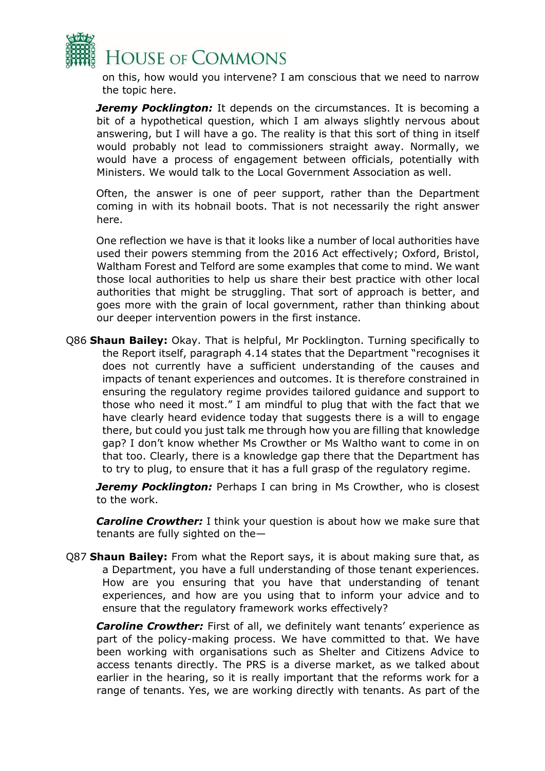on this, how would you intervene? I am conscious that we need to narrow the topic here.

***Jeremy Pocklington:*** It depends on the circumstances. It is becoming a bit of a hypothetical question, which I am always slightly nervous about answering, but I will have a go. The reality is that this sort of thing in itself would probably not lead to commissioners straight away. Normally, we would have a process of engagement between officials, potentially with Ministers. We would talk to the Local Government Association as well.

Often, the answer is one of peer support, rather than the Department coming in with its hobnail boots. That is not necessarily the right answer here.

One reflection we have is that it looks like a number of local authorities have used their powers stemming from the 2016 Act effectively; Oxford, Bristol, Waltham Forest and Telford are some examples that come to mind. We want those local authorities to help us share their best practice with other local authorities that might be struggling. That sort of approach is better, and goes more with the grain of local government, rather than thinking about our deeper intervention powers in the first instance.

Q86 **Shaun Bailey:** Okay. That is helpful, Mr Pocklington. Turning specifically to the Report itself, paragraph 4.14 states that the Department "recognises it does not currently have a sufficient understanding of the causes and impacts of tenant experiences and outcomes. It is therefore constrained in ensuring the regulatory regime provides tailored guidance and support to those who need it most." I am mindful to plug that with the fact that we have clearly heard evidence today that suggests there is a will to engage there, but could you just talk me through how you are filling that knowledge gap? I don't know whether Ms Crowther or Ms Waltho want to come in on that too. Clearly, there is a knowledge gap there that the Department has to try to plug, to ensure that it has a full grasp of the regulatory regime.

***Jeremy Pocklington:*** Perhaps I can bring in Ms Crowther, who is closest to the work.

***Caroline Crowther:*** I think your question is about how we make sure that tenants are fully sighted on the—

Q87 **Shaun Bailey:** From what the Report says, it is about making sure that, as a Department, you have a full understanding of those tenant experiences. How are you ensuring that you have that understanding of tenant experiences, and how are you using that to inform your advice and to ensure that the regulatory framework works effectively?

***Caroline Crowther:*** First of all, we definitely want tenants' experience as part of the policy-making process. We have committed to that. We have been working with organisations such as Shelter and Citizens Advice to access tenants directly. The PRS is a diverse market, as we talked about earlier in the hearing, so it is really important that the reforms work for a range of tenants. Yes, we are working directly with tenants. As part of the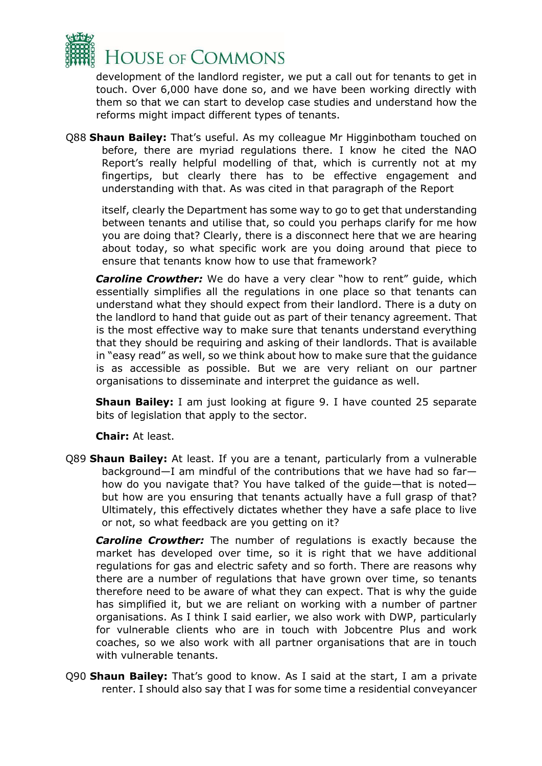development of the landlord register, we put a call out for tenants to get in touch. Over 6,000 have done so, and we have been working directly with them so that we can start to develop case studies and understand how the reforms might impact different types of tenants.

Q88 **Shaun Bailey:** That's useful. As my colleague Mr Higginbotham touched on before, there are myriad regulations there. I know he cited the NAO Report's really helpful modelling of that, which is currently not at my fingertips, but clearly there has to be effective engagement and understanding with that. As was cited in that paragraph of the Report itself, clearly the Department has some way to go to get that understanding between tenants and utilise that, so could you perhaps clarify for me how you are doing that? Clearly, there is a disconnect here that we are hearing about today, so what specific work are you doing around that piece to ensure that tenants know how to use that framework?

***Caroline Crowther:*** We do have a very clear "how to rent" guide, which essentially simplifies all the regulations in one place so that tenants can understand what they should expect from their landlord. There is a duty on the landlord to hand that guide out as part of their tenancy agreement. That is the most effective way to make sure that tenants understand everything that they should be requiring and asking of their landlords. That is available in "easy read" as well, so we think about how to make sure that the guidance is as accessible as possible. But we are very reliant on our partner organisations to disseminate and interpret the guidance as well.

**Shaun Bailey:** I am just looking at figure 9. I have counted 25 separate bits of legislation that apply to the sector.

**Chair:** At least.

Q89 **Shaun Bailey:** At least. If you are a tenant, particularly from a vulnerable background—I am mindful of the contributions that we have had so far—how do you navigate that? You have talked of the guide—that is noted—but how are you ensuring that tenants actually have a full grasp of that? Ultimately, this effectively dictates whether they have a safe place to live or not, so what feedback are you getting on it?

***Caroline Crowther:*** The number of regulations is exactly because the market has developed over time, so it is right that we have additional regulations for gas and electric safety and so forth. There are reasons why there are a number of regulations that have grown over time, so tenants therefore need to be aware of what they can expect. That is why the guide has simplified it, but we are reliant on working with a number of partner organisations. As I think I said earlier, we also work with DWP, particularly for vulnerable clients who are in touch with Jobcentre Plus and work coaches, so we also work with all partner organisations that are in touch with vulnerable tenants.

Q90 **Shaun Bailey:** That's good to know. As I said at the start, I am a private renter. I should also say that I was for some time a residential conveyancer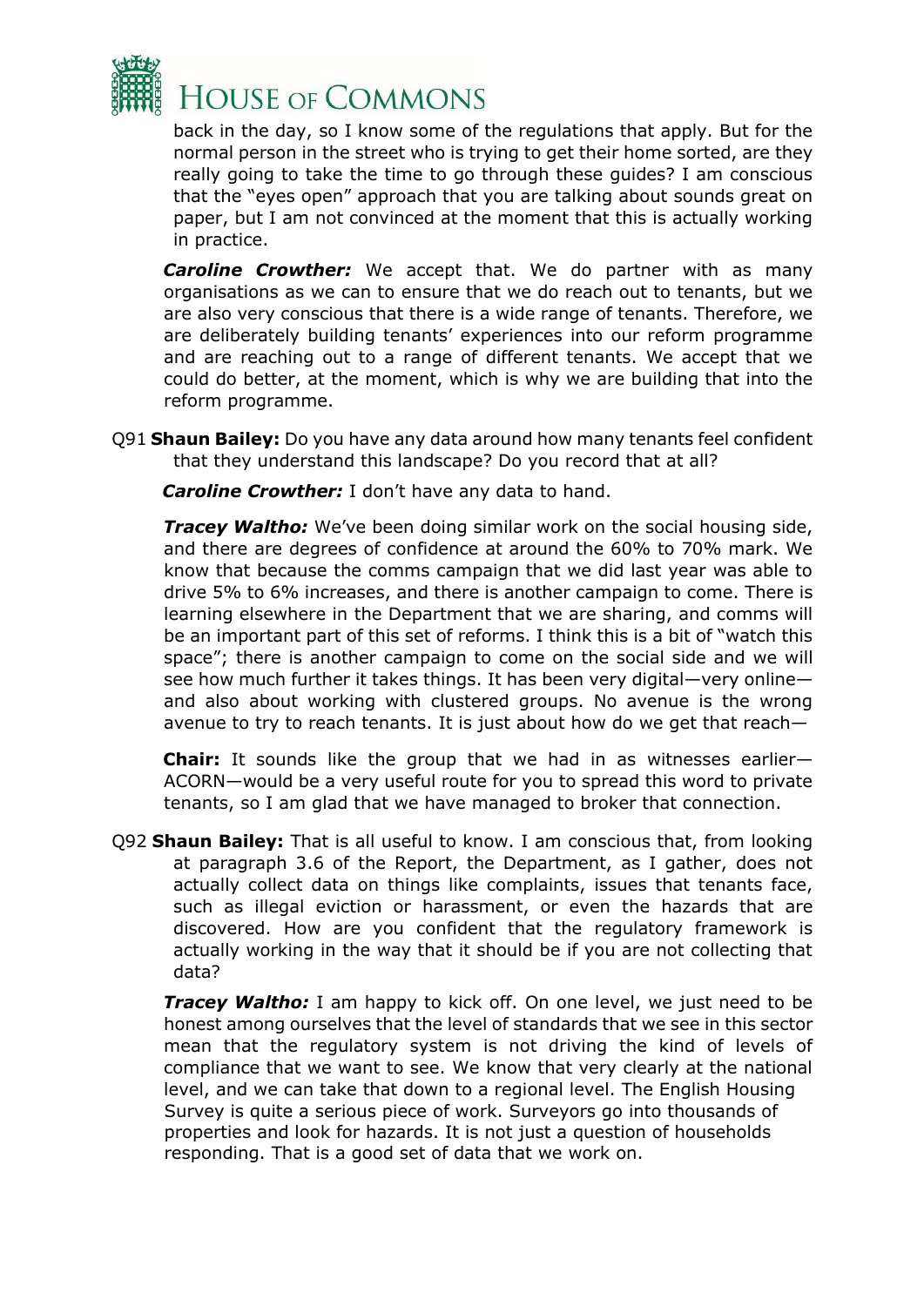back in the day, so I know some of the regulations that apply. But for the normal person in the street who is trying to get their home sorted, are they really going to take the time to go through these guides? I am conscious that the "eyes open" approach that you are talking about sounds great on paper, but I am not convinced at the moment that this is actually working in practice.

***Caroline Crowther:*** We accept that. We do partner with as many organisations as we can to ensure that we do reach out to tenants, but we are also very conscious that there is a wide range of tenants. Therefore, we are deliberately building tenants' experiences into our reform programme and are reaching out to a range of different tenants. We accept that we could do better, at the moment, which is why we are building that into the reform programme.

Q91 **Shaun Bailey:** Do you have any data around how many tenants feel confident that they understand this landscape? Do you record that at all?

***Caroline Crowther:*** I don't have any data to hand.

***Tracey Waltho:*** We've been doing similar work on the social housing side, and there are degrees of confidence at around the 60% to 70% mark. We know that because the comms campaign that we did last year was able to drive 5% to 6% increases, and there is another campaign to come. There is learning elsewhere in the Department that we are sharing, and comms will be an important part of this set of reforms. I think this is a bit of "watch this space"; there is another campaign to come on the social side and we will see how much further it takes things. It has been very digital—very online—and also about working with clustered groups. No avenue is the wrong avenue to try to reach tenants. It is just about how do we get that reach—

**Chair:** It sounds like the group that we had in as witnesses earlier—ACORN—would be a very useful route for you to spread this word to private tenants, so I am glad that we have managed to broker that connection.

Q92 **Shaun Bailey:** That is all useful to know. I am conscious that, from looking at paragraph 3.6 of the Report, the Department, as I gather, does not actually collect data on things like complaints, issues that tenants face, such as illegal eviction or harassment, or even the hazards that are discovered. How are you confident that the regulatory framework is actually working in the way that it should be if you are not collecting that data?

***Tracey Waltho:*** I am happy to kick off. On one level, we just need to be honest among ourselves that the level of standards that we see in this sector mean that the regulatory system is not driving the kind of levels of compliance that we want to see. We know that very clearly at the national level, and we can take that down to a regional level. The English Housing Survey is quite a serious piece of work. Surveyors go into thousands of properties and look for hazards. It is not just a question of households responding. That is a good set of data that we work on.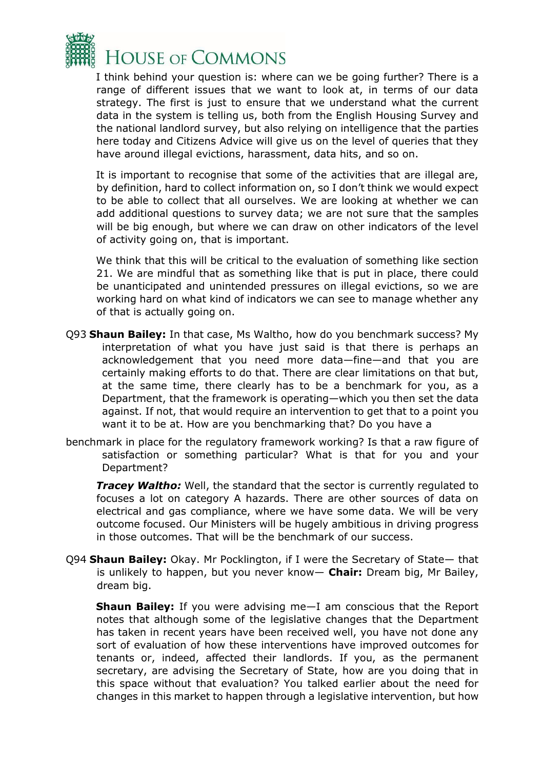I think behind your question is: where can we be going further? There is a range of different issues that we want to look at, in terms of our data strategy. The first is just to ensure that we understand what the current data in the system is telling us, both from the English Housing Survey and the national landlord survey, but also relying on intelligence that the parties here today and Citizens Advice will give us on the level of queries that they have around illegal evictions, harassment, data hits, and so on.

It is important to recognise that some of the activities that are illegal are, by definition, hard to collect information on, so I don't think we would expect to be able to collect that all ourselves. We are looking at whether we can add additional questions to survey data; we are not sure that the samples will be big enough, but where we can draw on other indicators of the level of activity going on, that is important.

We think that this will be critical to the evaluation of something like section 21. We are mindful that as something like that is put in place, there could be unanticipated and unintended pressures on illegal evictions, so we are working hard on what kind of indicators we can see to manage whether any of that is actually going on.

Q93 **Shaun Bailey:** In that case, Ms Waltho, how do you benchmark success? My interpretation of what you have just said is that there is perhaps an acknowledgement that you need more data—fine—and that you are certainly making efforts to do that. There are clear limitations on that but, at the same time, there clearly has to be a benchmark for you, as a Department, that the framework is operating—which you then set the data against. If not, that would require an intervention to get that to a point you want it to be at. How are you benchmarking that? Do you have a benchmark in place for the regulatory framework working? Is that a raw figure of satisfaction or something particular? What is that for you and your Department?

***Tracey Waltho:*** Well, the standard that the sector is currently regulated to focuses a lot on category A hazards. There are other sources of data on electrical and gas compliance, where we have some data. We will be very outcome focused. Our Ministers will be hugely ambitious in driving progress in those outcomes. That will be the benchmark of our success.

Q94 **Shaun Bailey:** Okay. Mr Pocklington, if I were the Secretary of State— that is unlikely to happen, but you never know— **Chair:** Dream big, Mr Bailey, dream big.

**Shaun Bailey:** If you were advising me—I am conscious that the Report notes that although some of the legislative changes that the Department has taken in recent years have been received well, you have not done any sort of evaluation of how these interventions have improved outcomes for tenants or, indeed, affected their landlords. If you, as the permanent secretary, are advising the Secretary of State, how are you doing that in this space without that evaluation? You talked earlier about the need for changes in this market to happen through a legislative intervention, but how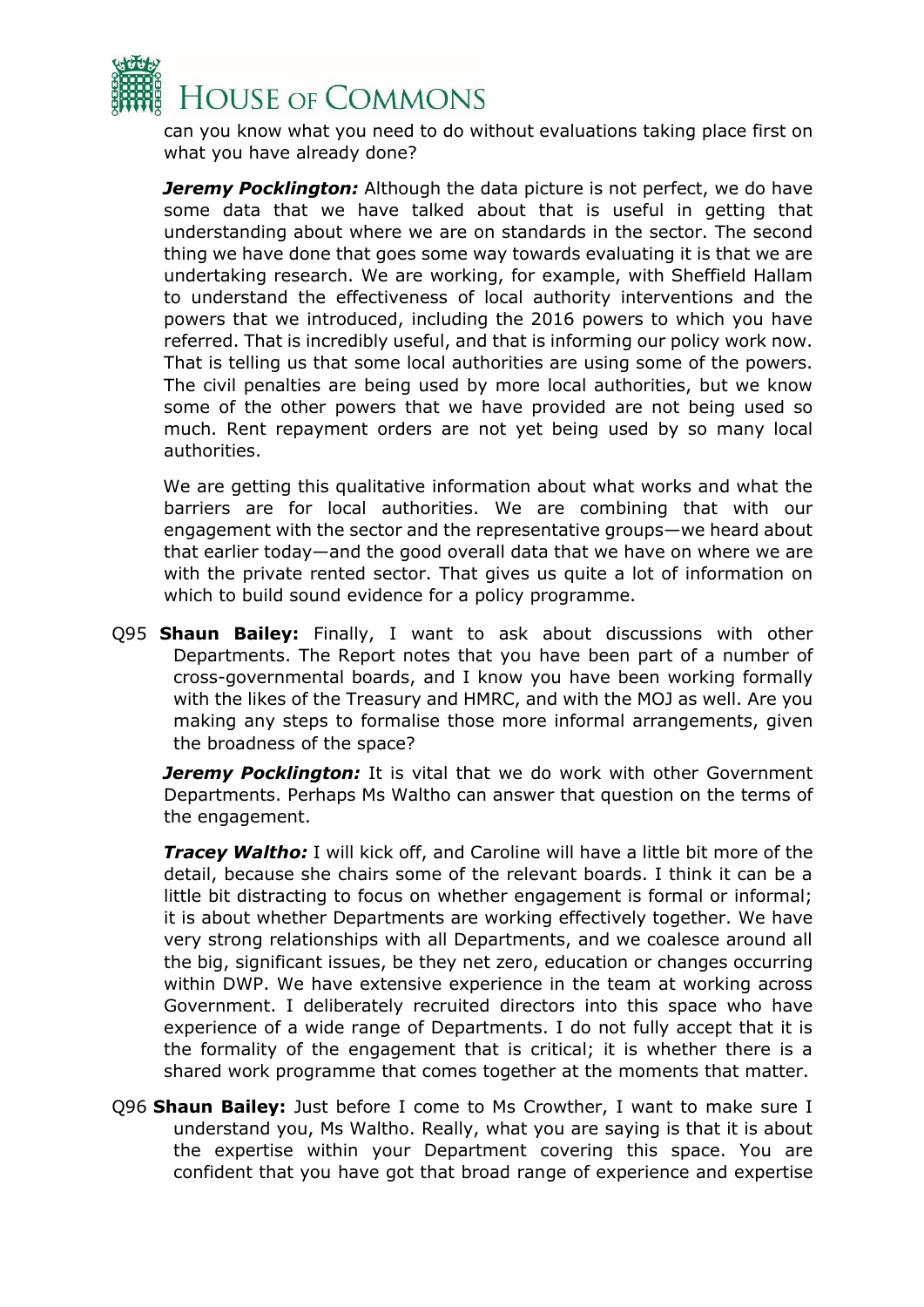can you know what you need to do without evaluations taking place first on what you have already done?

***Jeremy Pocklington:*** Although the data picture is not perfect, we do have some data that we have talked about that is useful in getting that understanding about where we are on standards in the sector. The second thing we have done that goes some way towards evaluating it is that we are undertaking research. We are working, for example, with Sheffield Hallam to understand the effectiveness of local authority interventions and the powers that we introduced, including the 2016 powers to which you have referred. That is incredibly useful, and that is informing our policy work now. That is telling us that some local authorities are using some of the powers. The civil penalties are being used by more local authorities, but we know some of the other powers that we have provided are not being used so much. Rent repayment orders are not yet being used by so many local authorities.

We are getting this qualitative information about what works and what the barriers are for local authorities. We are combining that with our engagement with the sector and the representative groups—we heard about that earlier today—and the good overall data that we have on where we are with the private rented sector. That gives us quite a lot of information on which to build sound evidence for a policy programme.

Q95 **Shaun Bailey:** Finally, I want to ask about discussions with other Departments. The Report notes that you have been part of a number of cross-governmental boards, and I know you have been working formally with the likes of the Treasury and HMRC, and with the MOJ as well. Are you making any steps to formalise those more informal arrangements, given the broadness of the space?

***Jeremy Pocklington:*** It is vital that we do work with other Government Departments. Perhaps Ms Waltho can answer that question on the terms of the engagement.

***Tracey Waltho:*** I will kick off, and Caroline will have a little bit more of the detail, because she chairs some of the relevant boards. I think it can be a little bit distracting to focus on whether engagement is formal or informal; it is about whether Departments are working effectively together. We have very strong relationships with all Departments, and we coalesce around all the big, significant issues, be they net zero, education or changes occurring within DWP. We have extensive experience in the team at working across Government. I deliberately recruited directors into this space who have experience of a wide range of Departments. I do not fully accept that it is the formality of the engagement that is critical; it is whether there is a shared work programme that comes together at the moments that matter.

Q96 **Shaun Bailey:** Just before I come to Ms Crowther, I want to make sure I understand you, Ms Waltho. Really, what you are saying is that it is about the expertise within your Department covering this space. You are confident that you have got that broad range of experience and expertise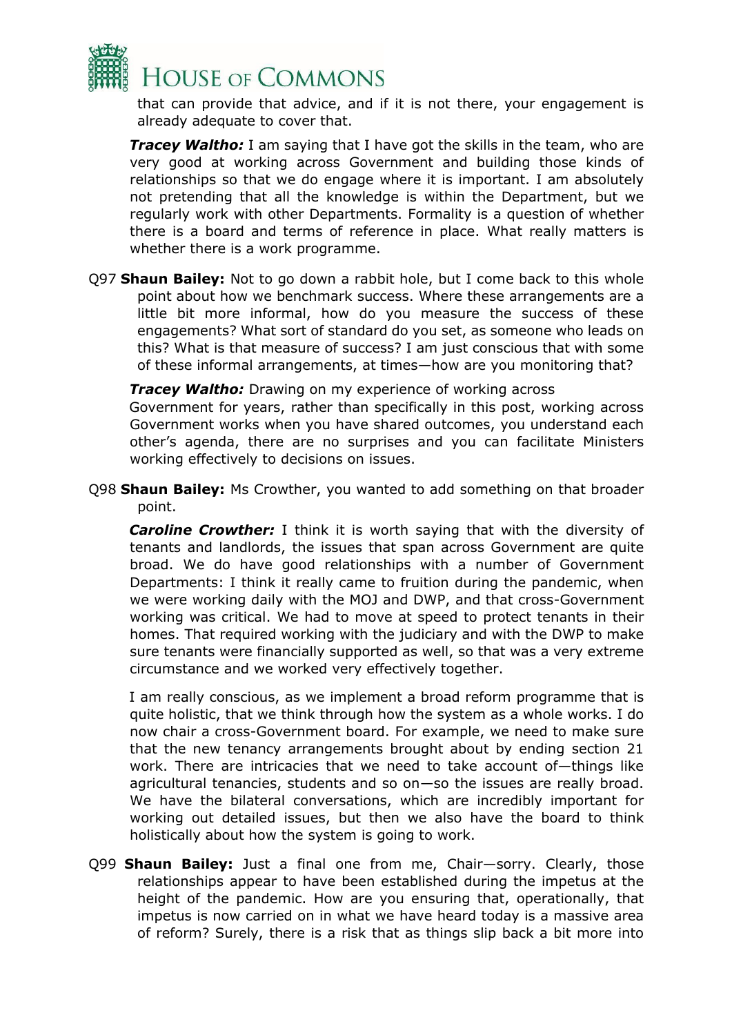that can provide that advice, and if it is not there, your engagement is already adequate to cover that.

***Tracey Waltho:*** I am saying that I have got the skills in the team, who are very good at working across Government and building those kinds of relationships so that we do engage where it is important. I am absolutely not pretending that all the knowledge is within the Department, but we regularly work with other Departments. Formality is a question of whether there is a board and terms of reference in place. What really matters is whether there is a work programme.

Q97 **Shaun Bailey:** Not to go down a rabbit hole, but I come back to this whole point about how we benchmark success. Where these arrangements are a little bit more informal, how do you measure the success of these engagements? What sort of standard do you set, as someone who leads on this? What is that measure of success? I am just conscious that with some of these informal arrangements, at times—how are you monitoring that?

***Tracey Waltho:*** Drawing on my experience of working across Government for years, rather than specifically in this post, working across Government works when you have shared outcomes, you understand each other's agenda, there are no surprises and you can facilitate Ministers working effectively to decisions on issues.

Q98 **Shaun Bailey:** Ms Crowther, you wanted to add something on that broader point.

***Caroline Crowther:*** I think it is worth saying that with the diversity of tenants and landlords, the issues that span across Government are quite broad. We do have good relationships with a number of Government Departments: I think it really came to fruition during the pandemic, when we were working daily with the MOJ and DWP, and that cross-Government working was critical. We had to move at speed to protect tenants in their homes. That required working with the judiciary and with the DWP to make sure tenants were financially supported as well, so that was a very extreme circumstance and we worked very effectively together.

I am really conscious, as we implement a broad reform programme that is quite holistic, that we think through how the system as a whole works. I do now chair a cross-Government board. For example, we need to make sure that the new tenancy arrangements brought about by ending section 21 work. There are intricacies that we need to take account of—things like agricultural tenancies, students and so on—so the issues are really broad. We have the bilateral conversations, which are incredibly important for working out detailed issues, but then we also have the board to think holistically about how the system is going to work.

Q99 **Shaun Bailey:** Just a final one from me, Chair—sorry. Clearly, those relationships appear to have been established during the impetus at the height of the pandemic. How are you ensuring that, operationally, that impetus is now carried on in what we have heard today is a massive area of reform? Surely, there is a risk that as things slip back a bit more into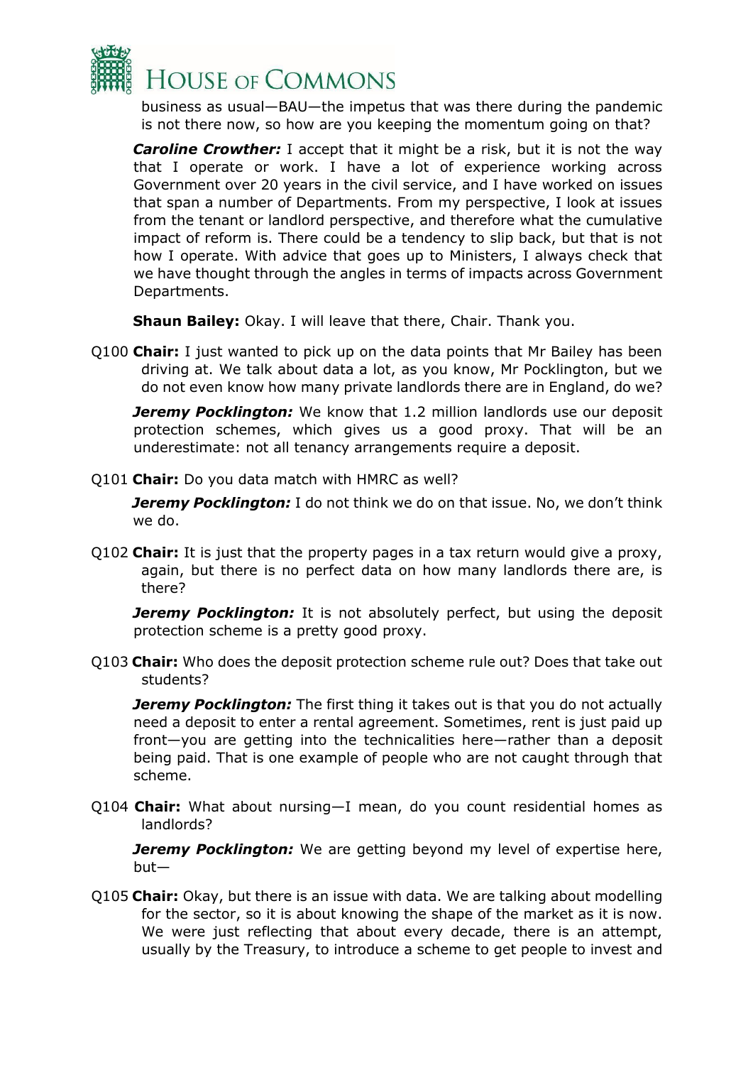business as usual—BAU—the impetus that was there during the pandemic is not there now, so how are you keeping the momentum going on that?

***Caroline Crowther:*** I accept that it might be a risk, but it is not the way that I operate or work. I have a lot of experience working across Government over 20 years in the civil service, and I have worked on issues that span a number of Departments. From my perspective, I look at issues from the tenant or landlord perspective, and therefore what the cumulative impact of reform is. There could be a tendency to slip back, but that is not how I operate. With advice that goes up to Ministers, I always check that we have thought through the angles in terms of impacts across Government Departments.

**Shaun Bailey:** Okay. I will leave that there, Chair. Thank you.

Q100 **Chair:** I just wanted to pick up on the data points that Mr Bailey has been driving at. We talk about data a lot, as you know, Mr Pocklington, but we do not even know how many private landlords there are in England, do we?

***Jeremy Pocklington:*** We know that 1.2 million landlords use our deposit protection schemes, which gives us a good proxy. That will be an underestimate: not all tenancy arrangements require a deposit.

Q101 **Chair:** Do you data match with HMRC as well?

***Jeremy Pocklington:*** I do not think we do on that issue. No, we don't think we do.

Q102 **Chair:** It is just that the property pages in a tax return would give a proxy, again, but there is no perfect data on how many landlords there are, is there?

***Jeremy Pocklington:*** It is not absolutely perfect, but using the deposit protection scheme is a pretty good proxy.

Q103 **Chair:** Who does the deposit protection scheme rule out? Does that take out students?

***Jeremy Pocklington:*** The first thing it takes out is that you do not actually need a deposit to enter a rental agreement. Sometimes, rent is just paid up front—you are getting into the technicalities here—rather than a deposit being paid. That is one example of people who are not caught through that scheme.

Q104 **Chair:** What about nursing—I mean, do you count residential homes as landlords?

***Jeremy Pocklington:*** We are getting beyond my level of expertise here, but—

Q105 **Chair:** Okay, but there is an issue with data. We are talking about modelling for the sector, so it is about knowing the shape of the market as it is now. We were just reflecting that about every decade, there is an attempt, usually by the Treasury, to introduce a scheme to get people to invest and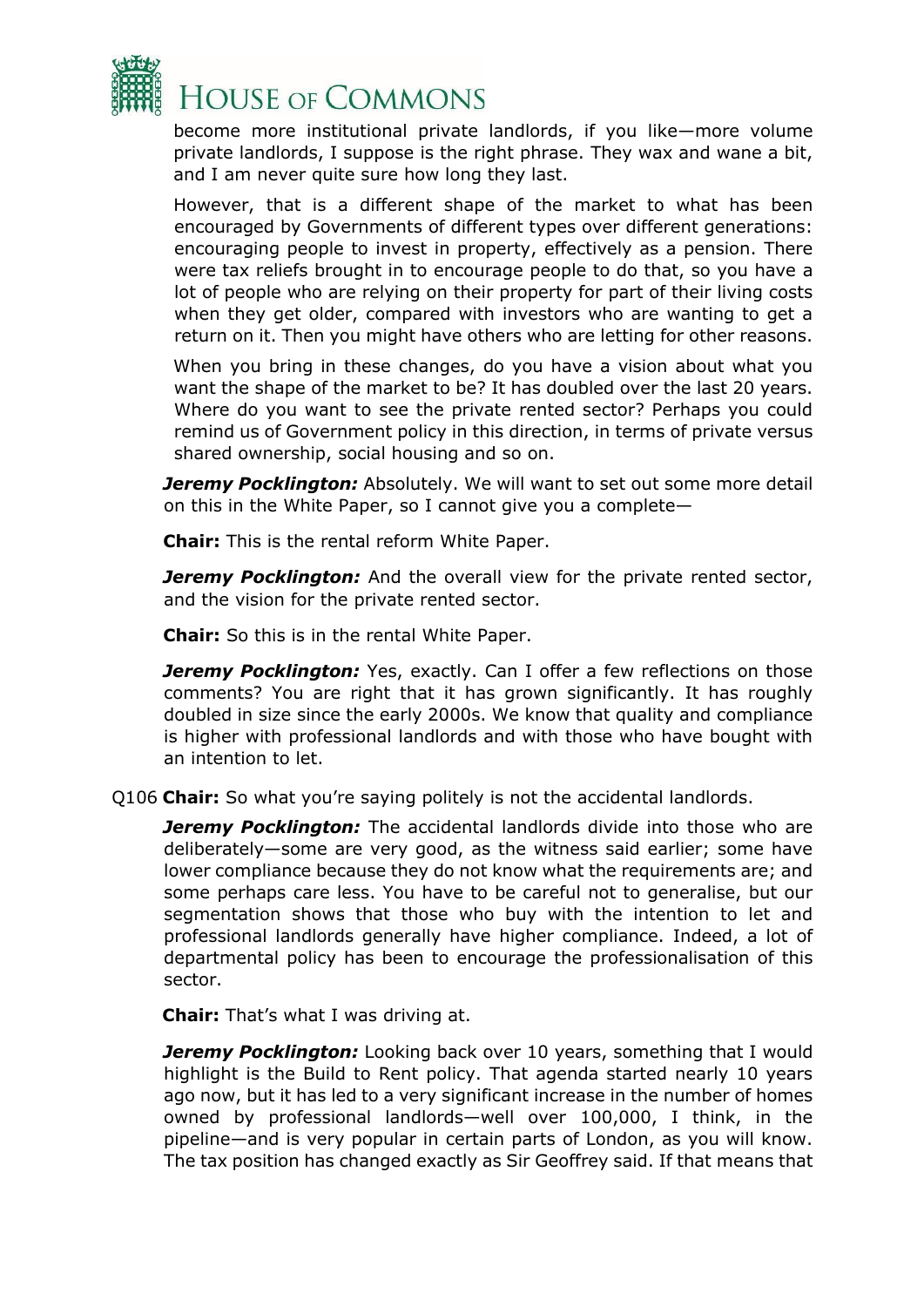become more institutional private landlords, if you like—more volume private landlords, I suppose is the right phrase. They wax and wane a bit, and I am never quite sure how long they last.

However, that is a different shape of the market to what has been encouraged by Governments of different types over different generations: encouraging people to invest in property, effectively as a pension. There were tax reliefs brought in to encourage people to do that, so you have a lot of people who are relying on their property for part of their living costs when they get older, compared with investors who are wanting to get a return on it. Then you might have others who are letting for other reasons.

When you bring in these changes, do you have a vision about what you want the shape of the market to be? It has doubled over the last 20 years. Where do you want to see the private rented sector? Perhaps you could remind us of Government policy in this direction, in terms of private versus shared ownership, social housing and so on.

***Jeremy Pocklington:*** Absolutely. We will want to set out some more detail on this in the White Paper, so I cannot give you a complete—

**Chair:** This is the rental reform White Paper.

***Jeremy Pocklington:*** And the overall view for the private rented sector, and the vision for the private rented sector.

**Chair:** So this is in the rental White Paper.

***Jeremy Pocklington:*** Yes, exactly. Can I offer a few reflections on those comments? You are right that it has grown significantly. It has roughly doubled in size since the early 2000s. We know that quality and compliance is higher with professional landlords and with those who have bought with an intention to let.

Q106 **Chair:** So what you're saying politely is not the accidental landlords.

***Jeremy Pocklington:*** The accidental landlords divide into those who are deliberately—some are very good, as the witness said earlier; some have lower compliance because they do not know what the requirements are; and some perhaps care less. You have to be careful not to generalise, but our segmentation shows that those who buy with the intention to let and professional landlords generally have higher compliance. Indeed, a lot of departmental policy has been to encourage the professionalisation of this sector.

**Chair:** That's what I was driving at.

***Jeremy Pocklington:*** Looking back over 10 years, something that I would highlight is the Build to Rent policy. That agenda started nearly 10 years ago now, but it has led to a very significant increase in the number of homes owned by professional landlords—well over 100,000, I think, in the pipeline—and is very popular in certain parts of London, as you will know. The tax position has changed exactly as Sir Geoffrey said. If that means that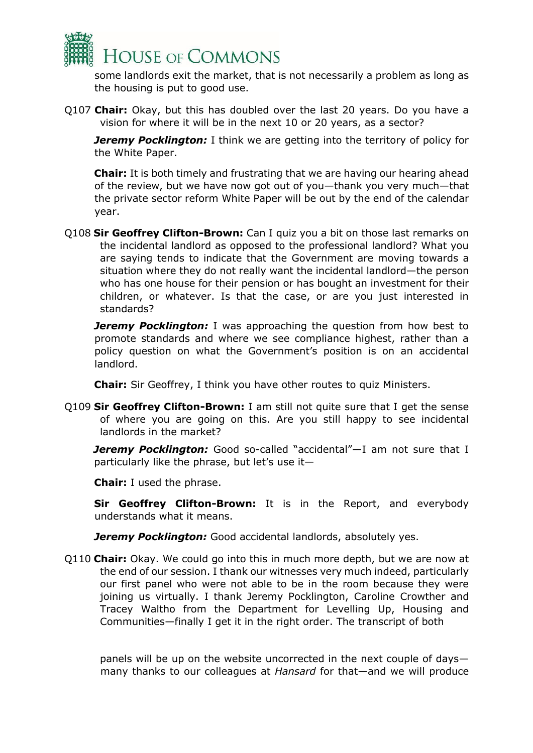some landlords exit the market, that is not necessarily a problem as long as the housing is put to good use.

Q107 **Chair:** Okay, but this has doubled over the last 20 years. Do you have a vision for where it will be in the next 10 or 20 years, as a sector?

***Jeremy Pocklington:*** I think we are getting into the territory of policy for the White Paper.

**Chair:** It is both timely and frustrating that we are having our hearing ahead of the review, but we have now got out of you—thank you very much—that the private sector reform White Paper will be out by the end of the calendar year.

Q108 **Sir Geoffrey Clifton-Brown:** Can I quiz you a bit on those last remarks on the incidental landlord as opposed to the professional landlord? What you are saying tends to indicate that the Government are moving towards a situation where they do not really want the incidental landlord—the person who has one house for their pension or has bought an investment for their children, or whatever. Is that the case, or are you just interested in standards?

***Jeremy Pocklington:*** I was approaching the question from how best to promote standards and where we see compliance highest, rather than a policy question on what the Government's position is on an accidental landlord.

**Chair:** Sir Geoffrey, I think you have other routes to quiz Ministers.

Q109 **Sir Geoffrey Clifton-Brown:** I am still not quite sure that I get the sense of where you are going on this. Are you still happy to see incidental landlords in the market?

***Jeremy Pocklington:*** Good so-called "accidental"—I am not sure that I particularly like the phrase, but let's use it—

**Chair:** I used the phrase.

**Sir Geoffrey Clifton-Brown:** It is in the Report, and everybody understands what it means.

***Jeremy Pocklington:*** Good accidental landlords, absolutely yes.

Q110 **Chair:** Okay. We could go into this in much more depth, but we are now at the end of our session. I thank our witnesses very much indeed, particularly our first panel who were not able to be in the room because they were joining us virtually. I thank Jeremy Pocklington, Caroline Crowther and Tracey Waltho from the Department for Levelling Up, Housing and Communities—finally I get it in the right order. The transcript of both panels will be up on the website uncorrected in the next couple of days—many thanks to our colleagues at *Hansard* for that—and we will produce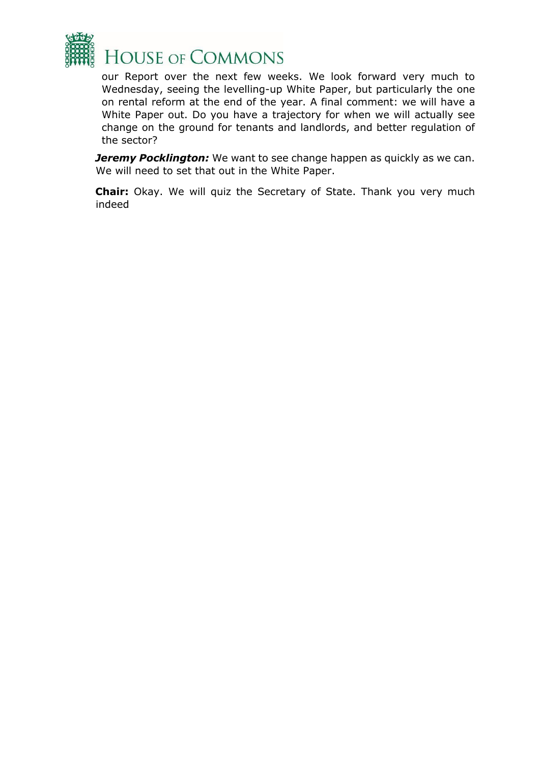our Report over the next few weeks. We look forward very much to Wednesday, seeing the levelling-up White Paper, but particularly the one on rental reform at the end of the year. A final comment: we will have a White Paper out. Do you have a trajectory for when we will actually see change on the ground for tenants and landlords, and better regulation of the sector?

***Jeremy Pocklington:*** We want to see change happen as quickly as we can. We will need to set that out in the White Paper.

**Chair:** Okay. We will quiz the Secretary of State. Thank you very much indeed